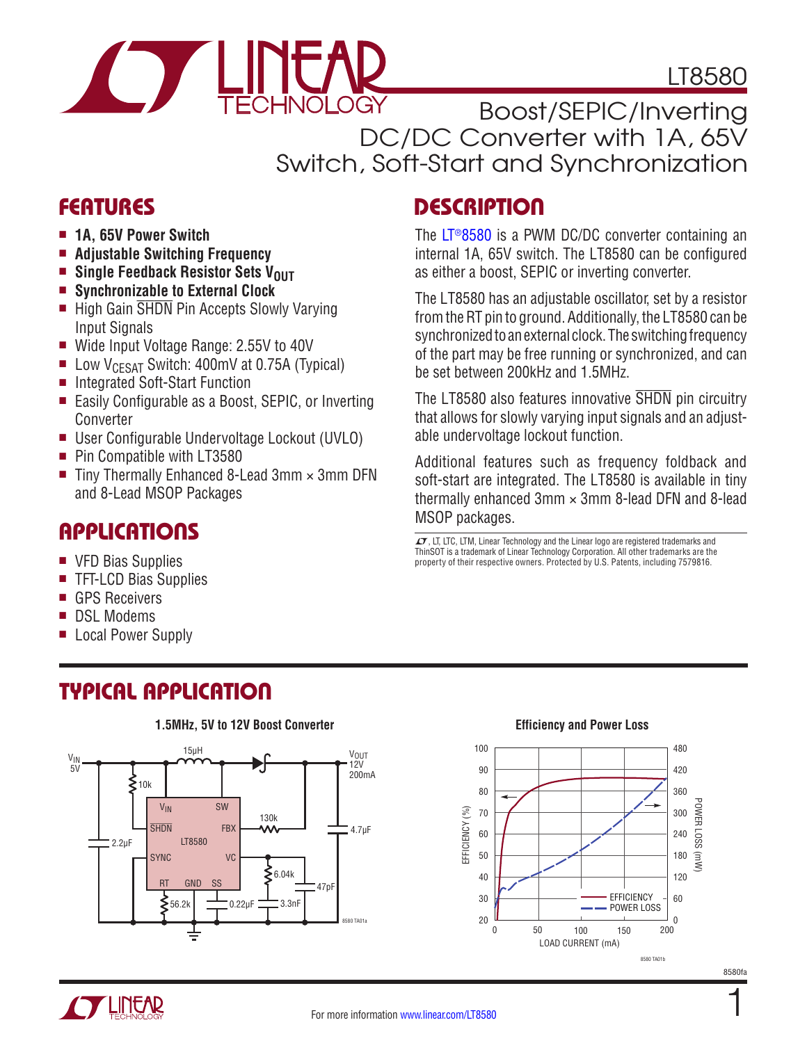# LT8580

## Boost/SEPIC/Inverting DC/DC Converter with 1A, 65V Switch, Soft-Start and Synchronization

## FEATURES

- **1A, 65V Power Switch**
- **Adjustable Switching Frequency**
- **Single Feedback Resistor Sets $V_{OUT}$**
- **Synchronizable to External Clock**
- High Gain $\overline{SHDN}$ Pin Accepts Slowly Varying Input Signals
- Wide Input Voltage Range: 2.55V to 40V
- Low $V_{CESAT}$ Switch: 400mV at 0.75A (Typical)
- Integrated Soft-Start Function
- Easily Configurable as a Boost, SEPIC, or Inverting Converter
- User Configurable Undervoltage Lockout (UVLO)
- Pin Compatible with LT3580
- Tiny Thermally Enhanced 8-Lead 3mm × 3mm DFN and 8-Lead MSOP Packages

## APPLICATIONS

- VFD Bias Supplies
- TFT-LCD Bias Supplies
- GPS Receivers
- DSL Modems
- Local Power Supply

## DESCRIPTION

The LT®8580 is a PWM DC/DC converter containing an internal 1A, 65V switch. The LT8580 can be configured as either a boost, SEPIC or inverting converter.

The LT8580 has an adjustable oscillator, set by a resistor from the RT pin to ground. Additionally, the LT8580 can be synchronized to an external clock. The switching frequency of the part may be free running or synchronized, and can be set between 200kHz and 1.5MHz.

The LT8580 also features innovative $\overline{SHDN}$ pin circuitry that allows for slowly varying input signals and an adjustable undervoltage lockout function.

Additional features such as frequency foldback and soft-start are integrated. The LT8580 is available in tiny thermally enhanced 3mm × 3mm 8-lead DFN and 8-lead MSOP packages.

LT, LTC, LTM, Linear Technology and the Linear logo are registered trademarks and ThinSOT is a trademark of Linear Technology Corporation. All other trademarks are the property of their respective owners. Protected by U.S. Patents, including 7579816.

## TYPICAL APPLICATION

**1.5MHz, 5V to 12V Boost Converter**

**Efficiency and Power Loss**

For more information www.linear.com/LT8580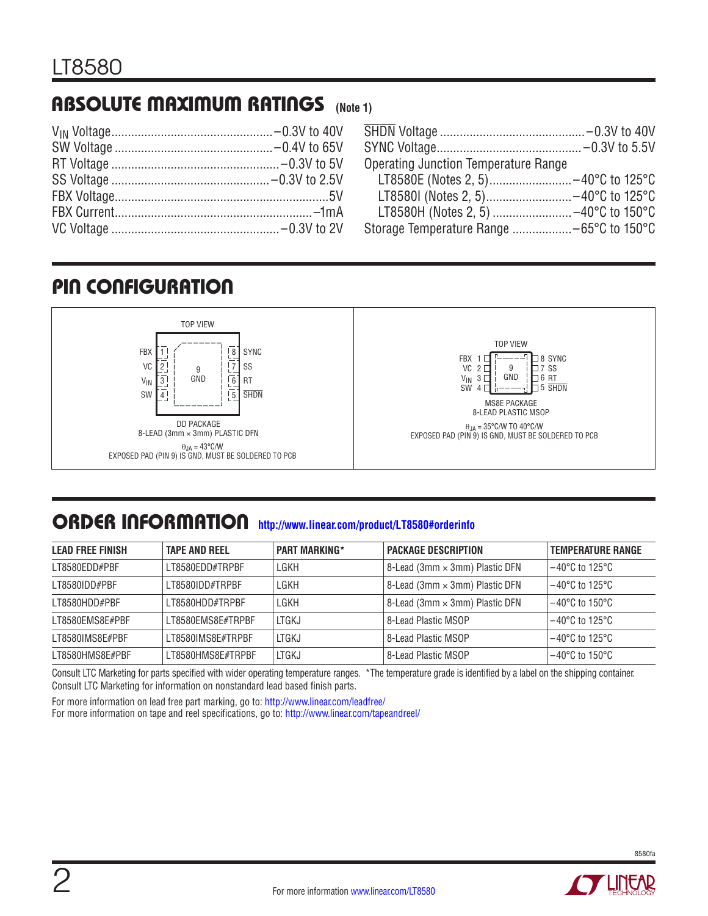## ABSOLUTE MAXIMUM RATINGS (Note 1)

$V_{IN}$ Voltage ............................................. –0.3V to 40V
SW Voltage ................................................ –0.4V to 65V
RT Voltage ................................................... –0.3V to 5V
SS Voltage ................................................ –0.3V to 2.5V
FBX Voltage ........................................................... 5V
FBX Current ........................................................ –1mA
VC Voltage ................................................... –0.3V to 2V
SHDN Voltage ............................................ –0.3V to 40V
SYNC Voltage ........................................... –0.3V to 5.5V
Operating Junction Temperature Range
  LT8580E (Notes 2, 5) ......................... –40°C to 125°C
  LT8580I (Notes 2, 5) .......................... –40°C to 125°C
  LT8580H (Notes 2, 5) ......................... –40°C to 150°C
Storage Temperature Range .................. –65°C to 150°C

## PIN CONFIGURATION

TOP VIEW

FBX 1, VC 2, $V_{IN}$ 3, SW 4, SHDN 5, RT 6, SS 7, SYNC 8, 9 GND

DD PACKAGE
8-LEAD (3mm × 3mm) PLASTIC DFN

$\theta_{JA}$ = 43°C/W
EXPOSED PAD (PIN 9) IS GND, MUST BE SOLDERED TO PCB

TOP VIEW

FBX 1, VC 2, $V_{IN}$ 3, SW 4, SHDN 5, RT 6, SS 7, SYNC 8, 9 GND

MS8E PACKAGE
8-LEAD PLASTIC MSOP

$\theta_{JA}$ = 35°C/W TO 40°C/W
EXPOSED PAD (PIN 9) IS GND, MUST BE SOLDERED TO PCB

## ORDER INFORMATION http://www.linear.com/product/LT8580#orderinfo

| LEAD FREE FINISH | TAPE AND REEL | PART MARKING* | PACKAGE DESCRIPTION | TEMPERATURE RANGE |
|---|---|---|---|---|
| LT8580EDD#PBF | LT8580EDD#TRPBF | LGKH | 8-Lead (3mm × 3mm) Plastic DFN | –40°C to 125°C |
| LT8580IDD#PBF | LT8580IDD#TRPBF | LGKH | 8-Lead (3mm × 3mm) Plastic DFN | –40°C to 125°C |
| LT8580HDD#PBF | LT8580HDD#TRPBF | LGKH | 8-Lead (3mm × 3mm) Plastic DFN | –40°C to 150°C |
| LT8580EMS8E#PBF | LT8580EMS8E#TRPBF | LTGKJ | 8-Lead Plastic MSOP | –40°C to 125°C |
| LT8580IMS8E#PBF | LT8580IMS8E#TRPBF | LTGKJ | 8-Lead Plastic MSOP | –40°C to 125°C |
| LT8580HMS8E#PBF | LT8580HMS8E#TRPBF | LTGKJ | 8-Lead Plastic MSOP | –40°C to 150°C |

Consult LTC Marketing for parts specified with wider operating temperature ranges. *The temperature grade is identified by a label on the shipping container.
Consult LTC Marketing for information on nonstandard lead based finish parts.

For more information on lead free part marking, go to: http://www.linear.com/leadfree/
For more information on tape and reel specifications, go to: http://www.linear.com/tapeandreel/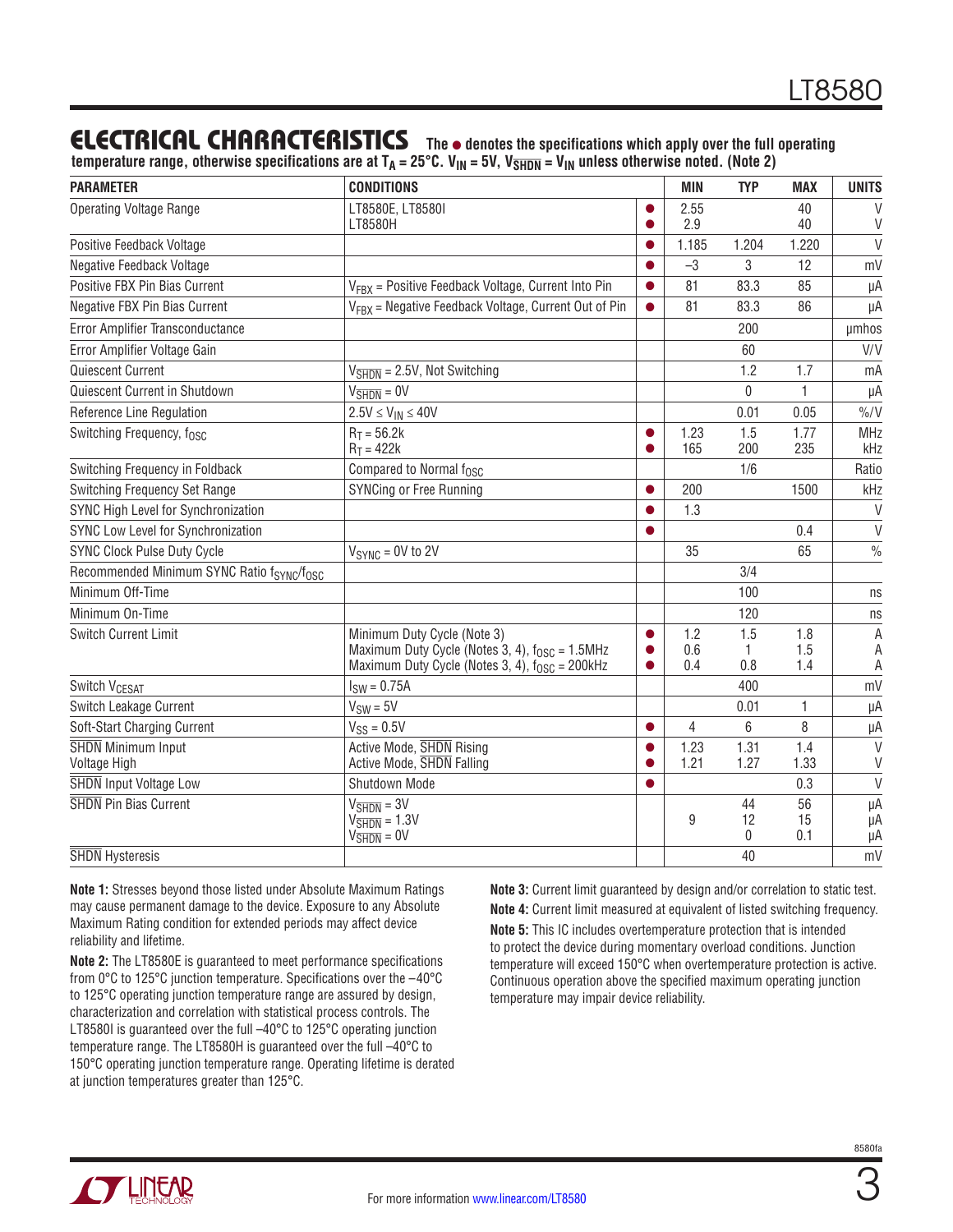## ELECTRICAL CHARACTERISTICS

**The ● denotes the specifications which apply over the full operating temperature range, otherwise specifications are at $T_A$ = 25°C. $V_{IN}$ = 5V, $V_{\overline{SHDN}}$ = $V_{IN}$ unless otherwise noted. (Note 2)**

| PARAMETER | CONDITIONS | | MIN | TYP | MAX | UNITS |
|---|---|---|---|---|---|---|
| Operating Voltage Range | LT8580E, LT8580I<br>LT8580H | ●<br>● | 2.55<br>2.9 | | 40<br>40 | V<br>V |
| Positive Feedback Voltage | | ● | 1.185 | 1.204 | 1.220 | V |
| Negative Feedback Voltage | | ● | –3 | 3 | 12 | mV |
| Positive FBX Pin Bias Current | $V_{FBX}$ = Positive Feedback Voltage, Current Into Pin | ● | 81 | 83.3 | 85 | µA |
| Negative FBX Pin Bias Current | $V_{FBX}$ = Negative Feedback Voltage, Current Out of Pin | ● | 81 | 83.3 | 86 | µA |
| Error Amplifier Transconductance | | | | 200 | | µmhos |
| Error Amplifier Voltage Gain | | | | 60 | | V/V |
| Quiescent Current | $V_{\overline{SHDN}}$ = 2.5V, Not Switching | | | 1.2 | 1.7 | mA |
| Quiescent Current in Shutdown | $V_{\overline{SHDN}}$ = 0V | | | 0 | 1 | µA |
| Reference Line Regulation | 2.5V ≤ $V_{IN}$ ≤ 40V | | | 0.01 | 0.05 | %/V |
| Switching Frequency, $f_{OSC}$ | $R_T$ = 56.2k<br>$R_T$ = 422k | ●<br>● | 1.23<br>165 | 1.5<br>200 | 1.77<br>235 | MHz<br>kHz |
| Switching Frequency in Foldback | Compared to Normal $f_{OSC}$ | | | 1/6 | | Ratio |
| Switching Frequency Set Range | SYNCing or Free Running | ● | 200 | | 1500 | kHz |
| SYNC High Level for Synchronization | | ● | 1.3 | | | V |
| SYNC Low Level for Synchronization | | ● | | | 0.4 | V |
| SYNC Clock Pulse Duty Cycle | $V_{SYNC}$ = 0V to 2V | | 35 | | 65 | % |
| Recommended Minimum SYNC Ratio $f_{SYNC}/f_{OSC}$ | | | | 3/4 | | |
| Minimum Off-Time | | | | 100 | | ns |
| Minimum On-Time | | | | 120 | | ns |
| Switch Current Limit | Minimum Duty Cycle (Note 3)<br>Maximum Duty Cycle (Notes 3, 4), $f_{OSC}$ = 1.5MHz<br>Maximum Duty Cycle (Notes 3, 4), $f_{OSC}$ = 200kHz | ●<br>●<br>● | 1.2<br>0.6<br>0.4 | 1.5<br>1<br>0.8 | 1.8<br>1.5<br>1.4 | A<br>A<br>A |
| Switch $V_{CESAT}$ | $I_{SW}$ = 0.75A | | | 400 | | mV |
| Switch Leakage Current | $V_{SW}$ = 5V | | | 0.01 | 1 | µA |
| Soft-Start Charging Current | $V_{SS}$ = 0.5V | ● | 4 | 6 | 8 | µA |
| $\overline{SHDN}$ Minimum Input Voltage High | Active Mode, $\overline{SHDN}$ Rising<br>Active Mode, $\overline{SHDN}$ Falling | ●<br>● | 1.23<br>1.21 | 1.31<br>1.27 | 1.4<br>1.33 | V<br>V |
| $\overline{SHDN}$ Input Voltage Low | Shutdown Mode | ● | | | 0.3 | V |
| $\overline{SHDN}$ Pin Bias Current | $V_{\overline{SHDN}}$ = 3V<br>$V_{\overline{SHDN}}$ = 1.3V<br>$V_{\overline{SHDN}}$ = 0V | | <br>9<br> | 44<br>12<br>0 | 56<br>15<br>0.1 | µA<br>µA<br>µA |
| $\overline{SHDN}$ Hysteresis | | | | 40 | | mV |

**Note 1:** Stresses beyond those listed under Absolute Maximum Ratings may cause permanent damage to the device. Exposure to any Absolute Maximum Rating condition for extended periods may affect device reliability and lifetime.

**Note 2:** The LT8580E is guaranteed to meet performance specifications from 0°C to 125°C junction temperature. Specifications over the –40°C to 125°C operating junction temperature range are assured by design, characterization and correlation with statistical process controls. The LT8580I is guaranteed over the full –40°C to 125°C operating junction temperature range. The LT8580H is guaranteed over the full –40°C to 150°C operating junction temperature range. Operating lifetime is derated at junction temperatures greater than 125°C.

**Note 3:** Current limit guaranteed by design and/or correlation to static test.

**Note 4:** Current limit measured at equivalent of listed switching frequency.

**Note 5:** This IC includes overtemperature protection that is intended to protect the device during momentary overload conditions. Junction temperature will exceed 150°C when overtemperature protection is active. Continuous operation above the specified maximum operating junction temperature may impair device reliability.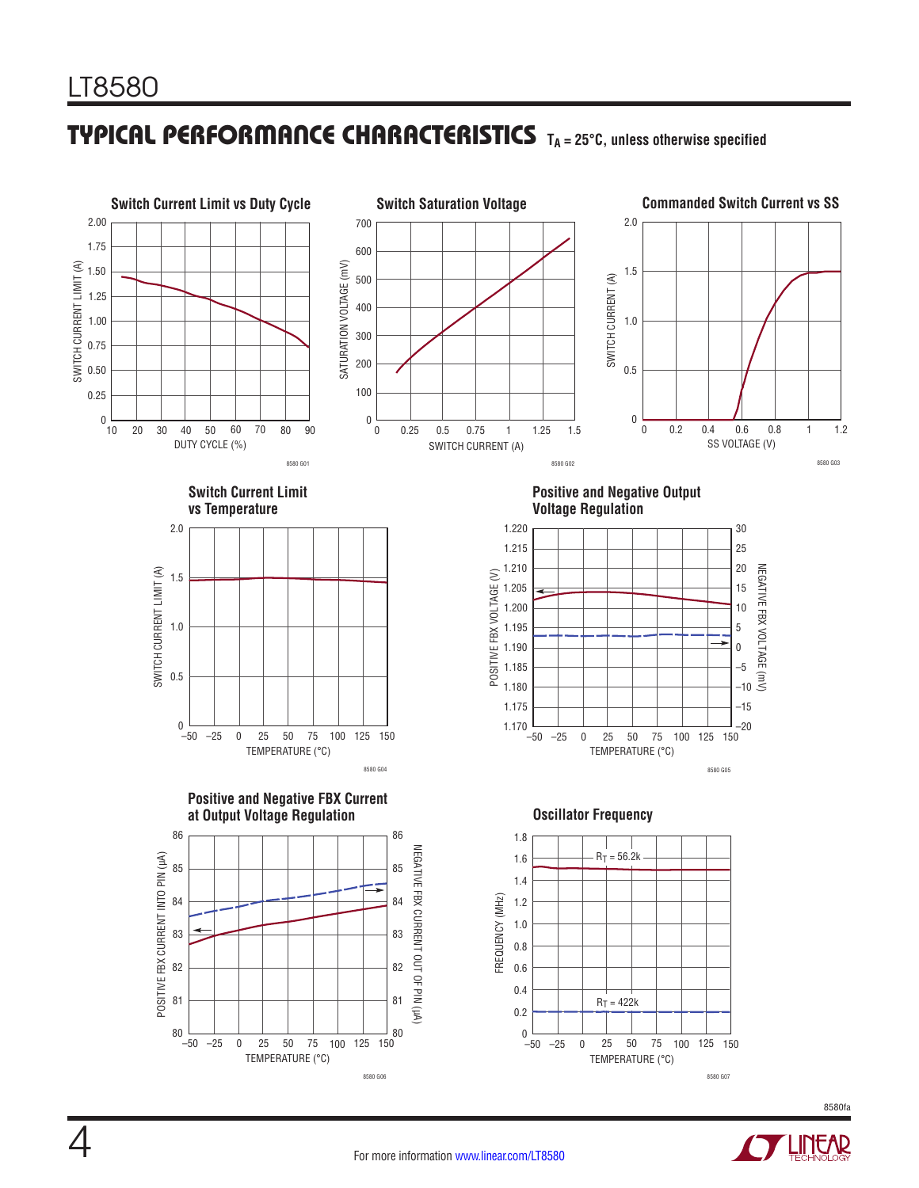## TYPICAL PERFORMANCE CHARACTERISTICS $T_A = 25°C$, unless otherwise specified

**Switch Current Limit vs Duty Cycle**

SWITCH CURRENT LIMIT (A) vs DUTY CYCLE (%)

8580 G01

**Switch Saturation Voltage**

SATURATION VOLTAGE (mV) vs SWITCH CURRENT (A)

8580 G02

**Commanded Switch Current vs SS**

SWITCH CURRENT (A) vs SS VOLTAGE (V)

8580 G03

**Switch Current Limit vs Temperature**

SWITCH CURRENT LIMIT (A) vs TEMPERATURE (°C)

8580 G04

**Positive and Negative Output Voltage Regulation**

POSITIVE FBX VOLTAGE (V), NEGATIVE FBX VOLTAGE (mV) vs TEMPERATURE (°C)

8580 G05

**Positive and Negative FBX Current at Output Voltage Regulation**

POSITIVE FBX CURRENT INTO PIN (µA), NEGATIVE FBX CURRENT OUT OF PIN (µA) vs TEMPERATURE (°C)

8580 G06

**Oscillator Frequency**

FREQUENCY (MHz) vs TEMPERATURE (°C); $R_T$ = 56.2k, $R_T$ = 422k

8580 G07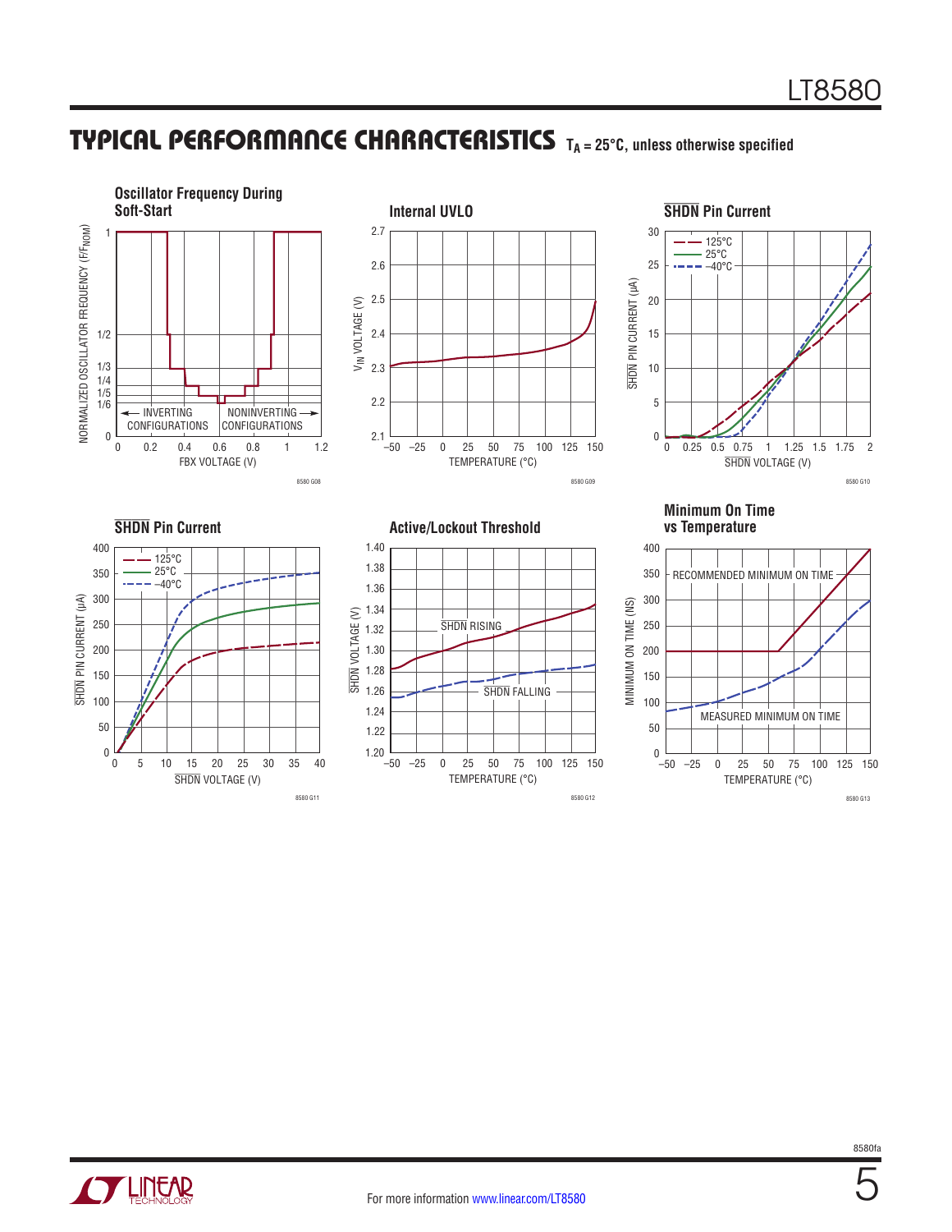## TYPICAL PERFORMANCE CHARACTERISTICS $T_A = 25°C$, unless otherwise specified

**Oscillator Frequency During Soft-Start**

NORMALIZED OSCILLATOR FREQUENCY ($F/F_{NOM}$)

FBX VOLTAGE (V)

← INVERTING CONFIGURATIONS | NONINVERTING CONFIGURATIONS →

8580 G08

**Internal UVLO**

$V_{IN}$ VOLTAGE (V)

TEMPERATURE (°C)

8580 G09

**SHDN Pin Current**

SHDN PIN CURRENT (µA)

SHDN VOLTAGE (V)

125°C, 25°C, –40°C

8580 G10

**SHDN Pin Current**

SHDN PIN CURRENT (µA)

SHDN VOLTAGE (V)

125°C, 25°C, –40°C

8580 G11

**Active/Lockout Threshold**

SHDN VOLTAGE (V)

TEMPERATURE (°C)

SHDN RISING

SHDN FALLING

8580 G12

**Minimum On Time vs Temperature**

MINIMUM ON TIME (NS)

TEMPERATURE (°C)

RECOMMENDED MINIMUM ON TIME

MEASURED MINIMUM ON TIME

8580 G13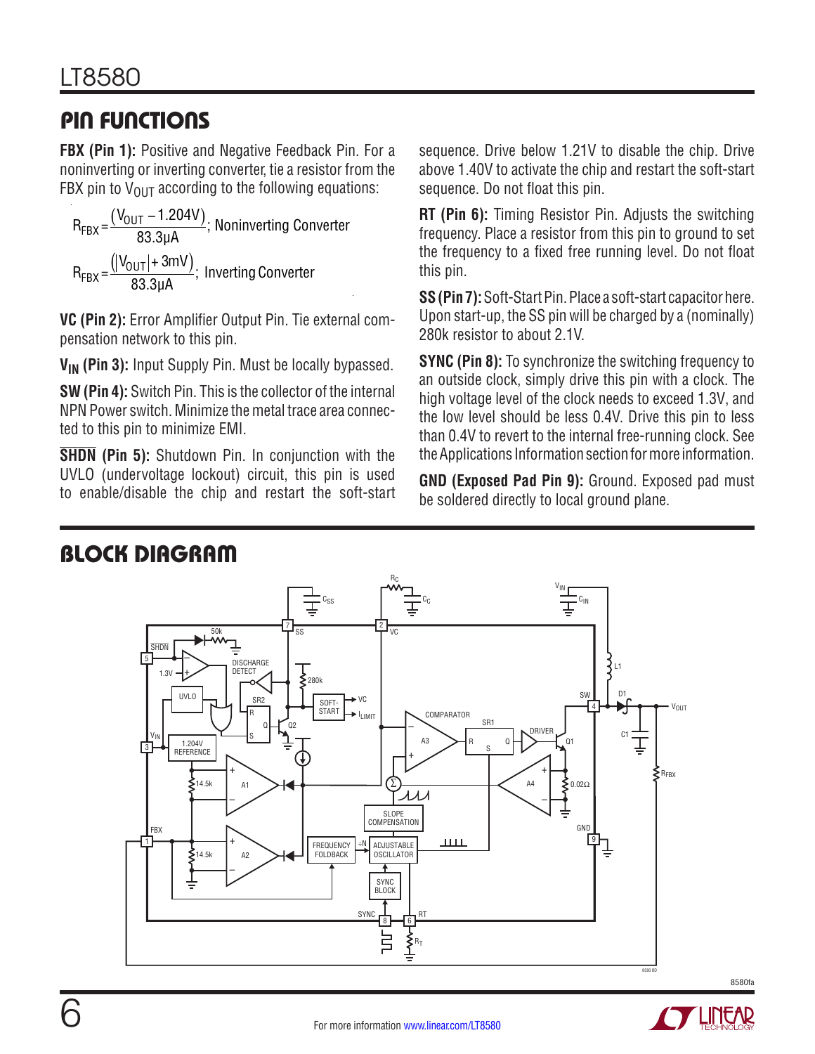## PIN FUNCTIONS

**FBX (Pin 1):** Positive and Negative Feedback Pin. For a noninverting or inverting converter, tie a resistor from the FBX pin to $V_{OUT}$ according to the following equations:

$$R_{FBX} = \frac{(V_{OUT} - 1.204V)}{83.3\mu A}; \text{ Noninverting Converter}$$

$$R_{FBX} = \frac{(|V_{OUT}| + 3mV)}{83.3\mu A}; \text{ Inverting Converter}$$

**VC (Pin 2):** Error Amplifier Output Pin. Tie external compensation network to this pin.

**$V_{IN}$ (Pin 3):** Input Supply Pin. Must be locally bypassed.

**SW (Pin 4):** Switch Pin. This is the collector of the internal NPN Power switch. Minimize the metal trace area connected to this pin to minimize EMI.

**$\overline{SHDN}$ (Pin 5):** Shutdown Pin. In conjunction with the UVLO (undervoltage lockout) circuit, this pin is used to enable/disable the chip and restart the soft-start sequence. Drive below 1.21V to disable the chip. Drive above 1.40V to activate the chip and restart the soft-start sequence. Do not float this pin.

**RT (Pin 6):** Timing Resistor Pin. Adjusts the switching frequency. Place a resistor from this pin to ground to set the frequency to a fixed free running level. Do not float this pin.

**SS (Pin 7):** Soft-Start Pin. Place a soft-start capacitor here. Upon start-up, the SS pin will be charged by a (nominally) 280k resistor to about 2.1V.

**SYNC (Pin 8):** To synchronize the switching frequency to an outside clock, simply drive this pin with a clock. The high voltage level of the clock needs to exceed 1.3V, and the low level should be less 0.4V. Drive this pin to less than 0.4V to revert to the internal free-running clock. See the Applications Information section for more information.

**GND (Exposed Pad Pin 9):** Ground. Exposed pad must be soldered directly to local ground plane.

## BLOCK DIAGRAM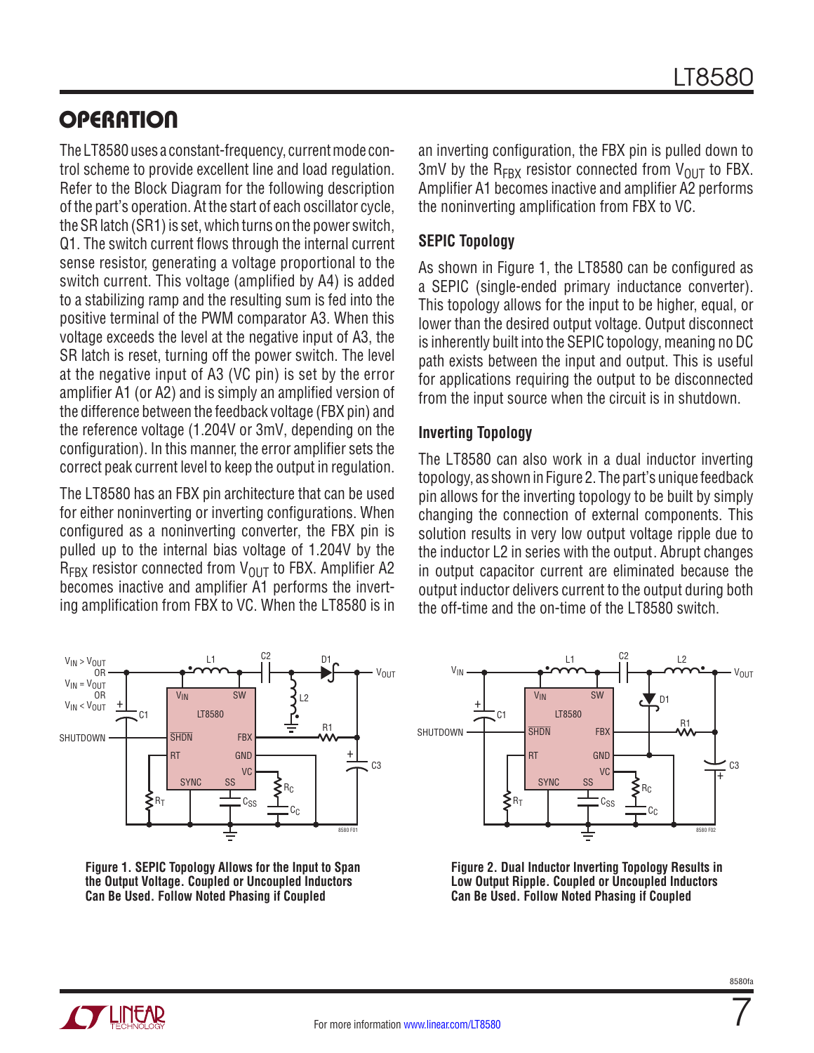## OPERATION

The LT8580 uses a constant-frequency, current mode control scheme to provide excellent line and load regulation. Refer to the Block Diagram for the following description of the part's operation. At the start of each oscillator cycle, the SR latch (SR1) is set, which turns on the power switch, Q1. The switch current flows through the internal current sense resistor, generating a voltage proportional to the switch current. This voltage (amplified by A4) is added to a stabilizing ramp and the resulting sum is fed into the positive terminal of the PWM comparator A3. When this voltage exceeds the level at the negative input of A3, the SR latch is reset, turning off the power switch. The level at the negative input of A3 (VC pin) is set by the error amplifier A1 (or A2) and is simply an amplified version of the difference between the feedback voltage (FBX pin) and the reference voltage (1.204V or 3mV, depending on the configuration). In this manner, the error amplifier sets the correct peak current level to keep the output in regulation.

The LT8580 has an FBX pin architecture that can be used for either noninverting or inverting configurations. When configured as a noninverting converter, the FBX pin is pulled up to the internal bias voltage of 1.204V by the $R_{FBX}$ resistor connected from $V_{OUT}$ to FBX. Amplifier A2 becomes inactive and amplifier A1 performs the inverting amplification from FBX to VC. When the LT8580 is in an inverting configuration, the FBX pin is pulled down to 3mV by the $R_{FBX}$ resistor connected from $V_{OUT}$ to FBX. Amplifier A1 becomes inactive and amplifier A2 performs the noninverting amplification from FBX to VC.

### SEPIC Topology

As shown in Figure 1, the LT8580 can be configured as a SEPIC (single-ended primary inductance converter). This topology allows for the input to be higher, equal, or lower than the desired output voltage. Output disconnect is inherently built into the SEPIC topology, meaning no DC path exists between the input and output. This is useful for applications requiring the output to be disconnected from the input source when the circuit is in shutdown.

### Inverting Topology

The LT8580 can also work in a dual inductor inverting topology, as shown in Figure 2. The part's unique feedback pin allows for the inverting topology to be built by simply changing the connection of external components. This solution results in very low output voltage ripple due to the inductor L2 in series with the output. Abrupt changes in output capacitor current are eliminated because the output inductor delivers current to the output during both the off-time and the on-time of the LT8580 switch.

**Figure 1. SEPIC Topology Allows for the Input to Span the Output Voltage. Coupled or Uncoupled Inductors Can Be Used. Follow Noted Phasing if Coupled**

**Figure 2. Dual Inductor Inverting Topology Results in Low Output Ripple. Coupled or Uncoupled Inductors Can Be Used. Follow Noted Phasing if Coupled**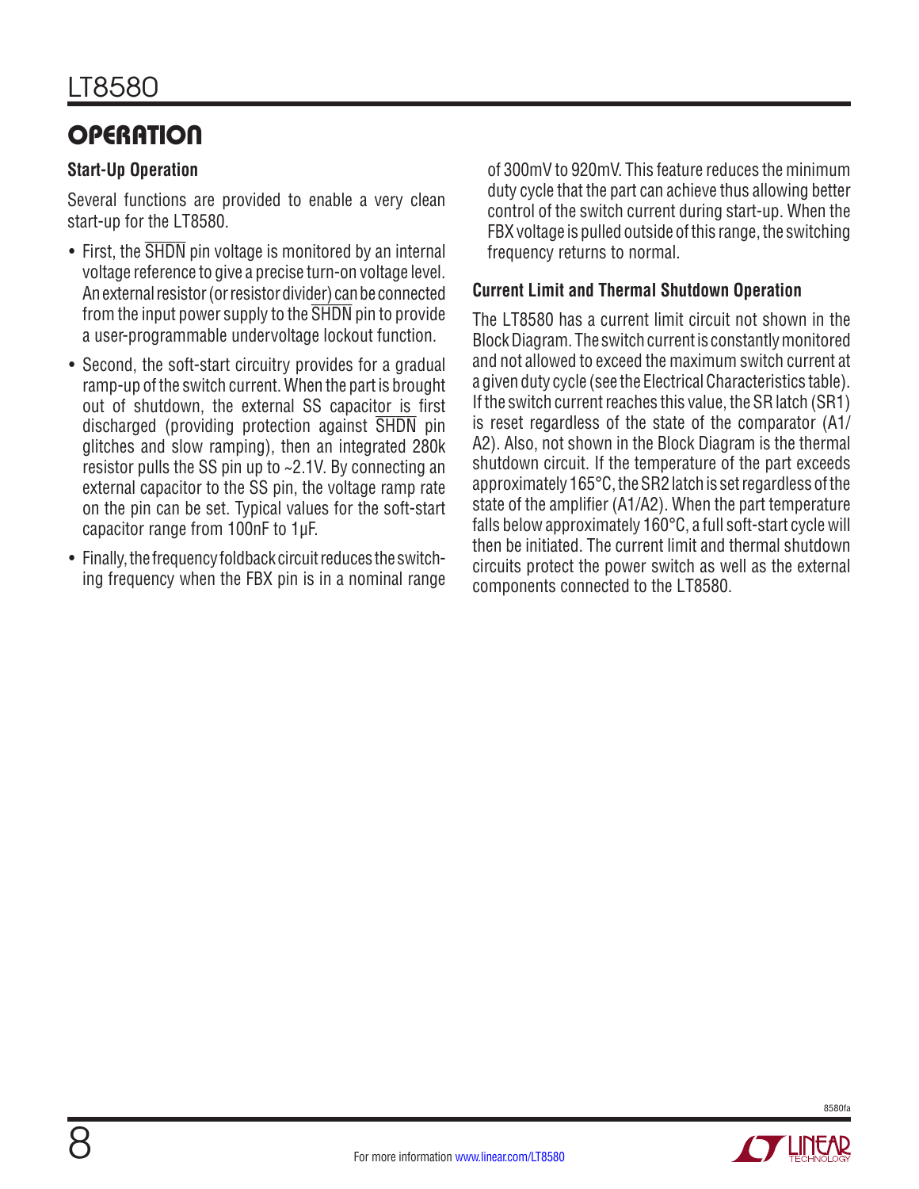## OPERATION

### Start-Up Operation

Several functions are provided to enable a very clean start-up for the LT8580.

- First, the $\overline{SHDN}$ pin voltage is monitored by an internal voltage reference to give a precise turn-on voltage level. An external resistor (or resistor divider) can be connected from the input power supply to the $\overline{SHDN}$ pin to provide a user-programmable undervoltage lockout function.
- Second, the soft-start circuitry provides for a gradual ramp-up of the switch current. When the part is brought out of shutdown, the external SS capacitor is first discharged (providing protection against $\overline{SHDN}$ pin glitches and slow ramping), then an integrated 280k resistor pulls the SS pin up to ~2.1V. By connecting an external capacitor to the SS pin, the voltage ramp rate on the pin can be set. Typical values for the soft-start capacitor range from 100nF to 1µF.
- Finally, the frequency foldback circuit reduces the switching frequency when the FBX pin is in a nominal range of 300mV to 920mV. This feature reduces the minimum duty cycle that the part can achieve thus allowing better control of the switch current during start-up. When the FBX voltage is pulled outside of this range, the switching frequency returns to normal.

### Current Limit and Thermal Shutdown Operation

The LT8580 has a current limit circuit not shown in the Block Diagram. The switch current is constantly monitored and not allowed to exceed the maximum switch current at a given duty cycle (see the Electrical Characteristics table). If the switch current reaches this value, the SR latch (SR1) is reset regardless of the state of the comparator (A1/A2). Also, not shown in the Block Diagram is the thermal shutdown circuit. If the temperature of the part exceeds approximately 165°C, the SR2 latch is set regardless of the state of the amplifier (A1/A2). When the part temperature falls below approximately 160°C, a full soft-start cycle will then be initiated. The current limit and thermal shutdown circuits protect the power switch as well as the external components connected to the LT8580.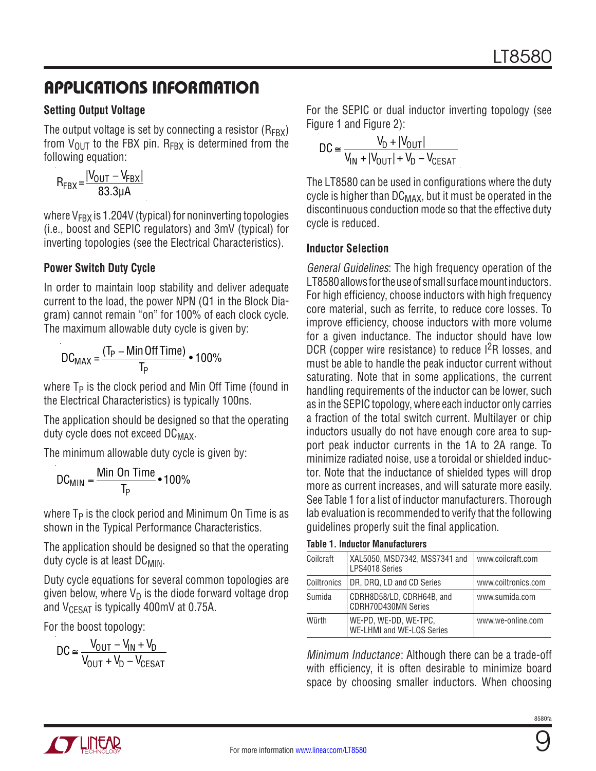## APPLICATIONS INFORMATION

### Setting Output Voltage

The output voltage is set by connecting a resistor ($R_{FBX}$) from $V_{OUT}$ to the FBX pin. $R_{FBX}$ is determined from the following equation:

$$R_{FBX} = \frac{|V_{OUT} - V_{FBX}|}{83.3\mu A}$$

where $V_{FBX}$ is 1.204V (typical) for noninverting topologies (i.e., boost and SEPIC regulators) and 3mV (typical) for inverting topologies (see the Electrical Characteristics).

### Power Switch Duty Cycle

In order to maintain loop stability and deliver adequate current to the load, the power NPN (Q1 in the Block Diagram) cannot remain "on" for 100% of each clock cycle. The maximum allowable duty cycle is given by:

$$DC_{MAX} = \frac{(T_P - \text{Min Off Time})}{T_P} \bullet 100\%$$

where $T_P$ is the clock period and Min Off Time (found in the Electrical Characteristics) is typically 100ns.

The application should be designed so that the operating duty cycle does not exceed $DC_{MAX}$.

The minimum allowable duty cycle is given by:

$$DC_{MIN} = \frac{\text{Min On Time}}{T_P} \bullet 100\%$$

where $T_P$ is the clock period and Minimum On Time is as shown in the Typical Performance Characteristics.

The application should be designed so that the operating duty cycle is at least $DC_{MIN}$.

Duty cycle equations for several common topologies are given below, where $V_D$ is the diode forward voltage drop and $V_{CESAT}$ is typically 400mV at 0.75A.

For the boost topology:

$$DC \cong \frac{V_{OUT} - V_{IN} + V_D}{V_{OUT} + V_D - V_{CESAT}}$$

For the SEPIC or dual inductor inverting topology (see Figure 1 and Figure 2):

$$DC \cong \frac{V_D + |V_{OUT}|}{V_{IN} + |V_{OUT}| + V_D - V_{CESAT}}$$

The LT8580 can be used in configurations where the duty cycle is higher than $DC_{MAX}$, but it must be operated in the discontinuous conduction mode so that the effective duty cycle is reduced.

### Inductor Selection

*General Guidelines*: The high frequency operation of the LT8580 allows for the use of small surface mount inductors. For high efficiency, choose inductors with high frequency core material, such as ferrite, to reduce core losses. To improve efficiency, choose inductors with more volume for a given inductance. The inductor should have low DCR (copper wire resistance) to reduce $I^2R$ losses, and must be able to handle the peak inductor current without saturating. Note that in some applications, the current handling requirements of the inductor can be lower, such as in the SEPIC topology, where each inductor only carries a fraction of the total switch current. Multilayer or chip inductors usually do not have enough core area to support peak inductor currents in the 1A to 2A range. To minimize radiated noise, use a toroidal or shielded inductor. Note that the inductance of shielded types will drop more as current increases, and will saturate more easily. See Table 1 for a list of inductor manufacturers. Thorough lab evaluation is recommended to verify that the following guidelines properly suit the final application.

**Table 1. Inductor Manufacturers**

| | | |
|---|---|---|
| Coilcraft | XAL5050, MSD7342, MSS7341 and LPS4018 Series | www.coilcraft.com |
| Coiltronics | DR, DRQ, LD and CD Series | www.coiltronics.com |
| Sumida | CDRH8D58/LD, CDRH64B, and CDRH70D430MN Series | www.sumida.com |
| Würth | WE-PD, WE-DD, WE-TPC, WE-LHMI and WE-LQS Series | www.we-online.com |

*Minimum Inductance*: Although there can be a trade-off with efficiency, it is often desirable to minimize board space by choosing smaller inductors. When choosing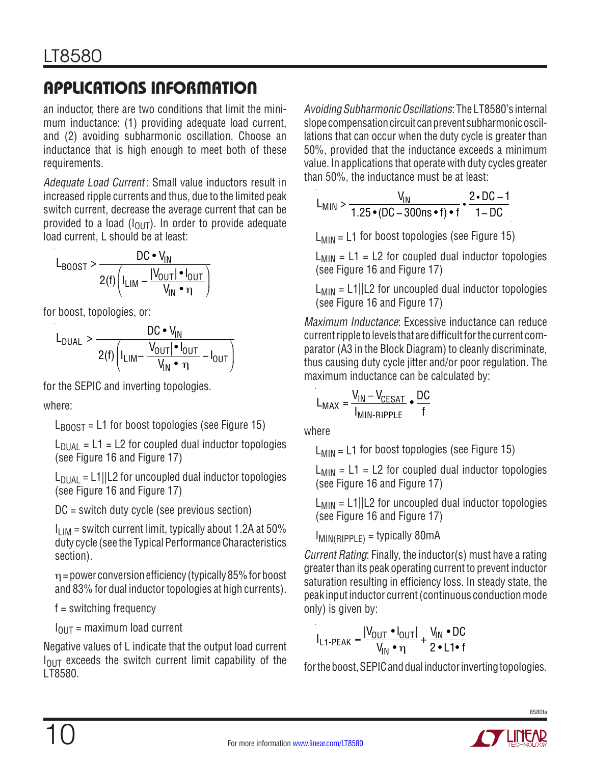## APPLICATIONS INFORMATION

an inductor, there are two conditions that limit the minimum inductance: (1) providing adequate load current, and (2) avoiding subharmonic oscillation. Choose an inductance that is high enough to meet both of these requirements.

*Adequate Load Current*: Small value inductors result in increased ripple currents and thus, due to the limited peak switch current, decrease the average current that can be provided to a load ($I_{OUT}$). In order to provide adequate load current, L should be at least:

$$L_{BOOST} > \frac{DC \cdot V_{IN}}{2(f)\left(I_{LIM} - \frac{|V_{OUT}| \cdot I_{OUT}}{V_{IN} \cdot \eta}\right)}$$

for boost, topologies, or:

$$L_{DUAL} > \frac{DC \cdot V_{IN}}{2(f)\left(I_{LIM} - \frac{|V_{OUT}| \cdot I_{OUT}}{V_{IN} \cdot \eta} - I_{OUT}\right)}$$

for the SEPIC and inverting topologies.

where:

$L_{BOOST}$ = L1 for boost topologies (see Figure 15)

$L_{DUAL}$ = L1 = L2 for coupled dual inductor topologies (see Figure 16 and Figure 17)

$L_{DUAL}$ = L1||L2 for uncoupled dual inductor topologies (see Figure 16 and Figure 17)

DC = switch duty cycle (see previous section)

$I_{LIM}$ = switch current limit, typically about 1.2A at 50% duty cycle (see the Typical Performance Characteristics section).

$\eta$ = power conversion efficiency (typically 85% for boost and 83% for dual inductor topologies at high currents).

f = switching frequency

$I_{OUT}$ = maximum load current

Negative values of L indicate that the output load current $I_{OUT}$ exceeds the switch current limit capability of the LT8580.

*Avoiding Subharmonic Oscillations*: The LT8580's internal slope compensation circuit can prevent subharmonic oscillations that can occur when the duty cycle is greater than 50%, provided that the inductance exceeds a minimum value. In applications that operate with duty cycles greater than 50%, the inductance must be at least:

$$L_{MIN} > \frac{V_{IN}}{1.25 \cdot (DC - 300ns \cdot f) \cdot f} \cdot \frac{2 \cdot DC - 1}{1 - DC}$$

$L_{MIN}$ = L1 for boost topologies (see Figure 15)

$L_{MIN}$ = L1 = L2 for coupled dual inductor topologies (see Figure 16 and Figure 17)

$L_{MIN}$ = L1||L2 for uncoupled dual inductor topologies (see Figure 16 and Figure 17)

*Maximum Inductance*: Excessive inductance can reduce current ripple to levels that are difficult for the current comparator (A3 in the Block Diagram) to cleanly discriminate, thus causing duty cycle jitter and/or poor regulation. The maximum inductance can be calculated by:

$$L_{MAX} = \frac{V_{IN} - V_{CESAT}}{I_{MIN\text{-}RIPPLE}} \cdot \frac{DC}{f}$$

where

$L_{MIN}$ = L1 for boost topologies (see Figure 15)

$L_{MIN}$ = L1 = L2 for coupled dual inductor topologies (see Figure 16 and Figure 17)

$L_{MIN}$ = L1||L2 for uncoupled dual inductor topologies (see Figure 16 and Figure 17)

$I_{MIN(RIPPLE)}$ = typically 80mA

*Current Rating*: Finally, the inductor(s) must have a rating greater than its peak operating current to prevent inductor saturation resulting in efficiency loss. In steady state, the peak input inductor current (continuous conduction mode only) is given by:

$$I_{L1\text{-}PEAK} = \frac{|V_{OUT} \cdot I_{OUT}|}{V_{IN} \cdot \eta} + \frac{V_{IN} \cdot DC}{2 \cdot L1 \cdot f}$$

for the boost, SEPIC and dual inductor inverting topologies.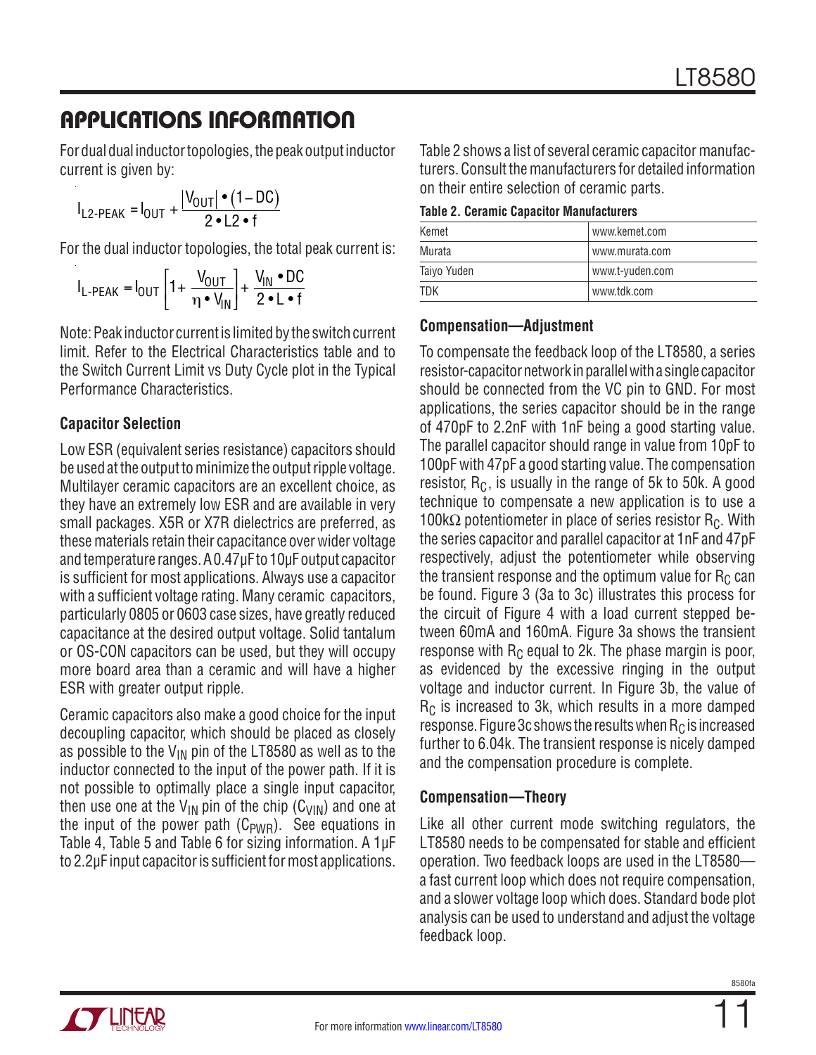## APPLICATIONS INFORMATION

For dual dual inductor topologies, the peak output inductor current is given by:

$$I_{L2\text{-}PEAK} = I_{OUT} + \frac{|V_{OUT}| \bullet (1 - DC)}{2 \bullet L2 \bullet f}$$

For the dual inductor topologies, the total peak current is:

$$I_{L\text{-}PEAK} = I_{OUT}\left[1 + \frac{V_{OUT}}{\eta \bullet V_{IN}}\right] + \frac{V_{IN} \bullet DC}{2 \bullet L \bullet f}$$

Note: Peak inductor current is limited by the switch current limit. Refer to the Electrical Characteristics table and to the Switch Current Limit vs Duty Cycle plot in the Typical Performance Characteristics.

### Capacitor Selection

Low ESR (equivalent series resistance) capacitors should be used at the output to minimize the output ripple voltage. Multilayer ceramic capacitors are an excellent choice, as they have an extremely low ESR and are available in very small packages. X5R or X7R dielectrics are preferred, as these materials retain their capacitance over wider voltage and temperature ranges. A 0.47µF to 10µF output capacitor is sufficient for most applications. Always use a capacitor with a sufficient voltage rating. Many ceramic capacitors, particularly 0805 or 0603 case sizes, have greatly reduced capacitance at the desired output voltage. Solid tantalum or OS-CON capacitors can be used, but they will occupy more board area than a ceramic and will have a higher ESR with greater output ripple.

Ceramic capacitors also make a good choice for the input decoupling capacitor, which should be placed as closely as possible to the $V_{IN}$ pin of the LT8580 as well as to the inductor connected to the input of the power path. If it is not possible to optimally place a single input capacitor, then use one at the $V_{IN}$ pin of the chip ($C_{VIN}$) and one at the input of the power path ($C_{PWR}$). See equations in Table 4, Table 5 and Table 6 for sizing information. A 1µF to 2.2µF input capacitor is sufficient for most applications.

Table 2 shows a list of several ceramic capacitor manufacturers. Consult the manufacturers for detailed information on their entire selection of ceramic parts.

**Table 2. Ceramic Capacitor Manufacturers**

| | |
|---|---|
| Kemet | www.kemet.com |
| Murata | www.murata.com |
| Taiyo Yuden | www.t-yuden.com |
| TDK | www.tdk.com |

### Compensation—Adjustment

To compensate the feedback loop of the LT8580, a series resistor-capacitor network in parallel with a single capacitor should be connected from the VC pin to GND. For most applications, the series capacitor should be in the range of 470pF to 2.2nF with 1nF being a good starting value. The parallel capacitor should range in value from 10pF to 100pF with 47pF a good starting value. The compensation resistor, $R_C$, is usually in the range of 5k to 50k. A good technique to compensate a new application is to use a 100kΩ potentiometer in place of series resistor $R_C$. With the series capacitor and parallel capacitor at 1nF and 47pF respectively, adjust the potentiometer while observing the transient response and the optimum value for $R_C$ can be found. Figure 3 (3a to 3c) illustrates this process for the circuit of Figure 4 with a load current stepped between 60mA and 160mA. Figure 3a shows the transient response with $R_C$ equal to 2k. The phase margin is poor, as evidenced by the excessive ringing in the output voltage and inductor current. In Figure 3b, the value of $R_C$ is increased to 3k, which results in a more damped response. Figure 3c shows the results when $R_C$ is increased further to 6.04k. The transient response is nicely damped and the compensation procedure is complete.

### Compensation—Theory

Like all other current mode switching regulators, the LT8580 needs to be compensated for stable and efficient operation. Two feedback loops are used in the LT8580—a fast current loop which does not require compensation, and a slower voltage loop which does. Standard bode plot analysis can be used to understand and adjust the voltage feedback loop.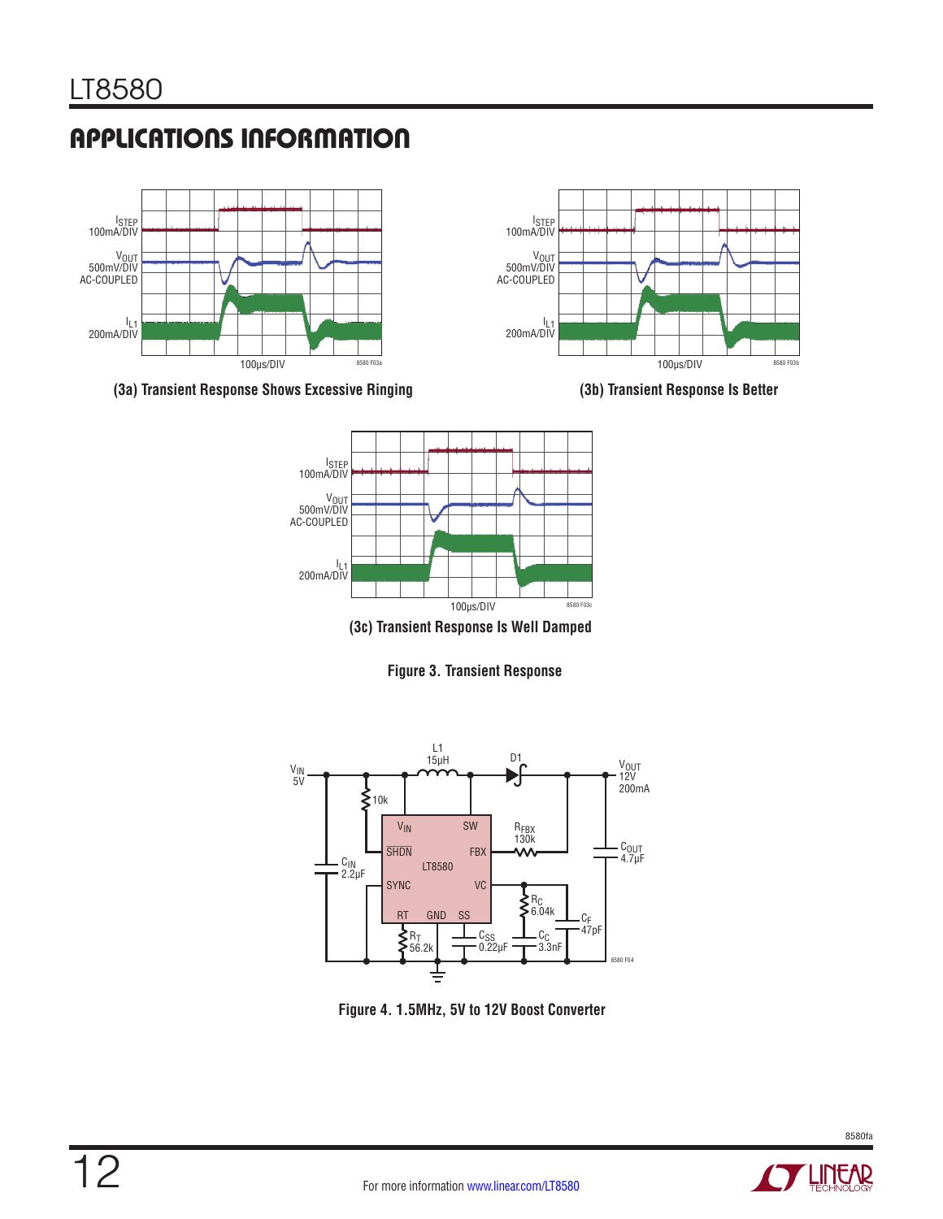## APPLICATIONS INFORMATION

(3a) Transient Response Shows Excessive Ringing

(3b) Transient Response Is Better

(3c) Transient Response Is Well Damped

**Figure 3. Transient Response**

**Figure 4. 1.5MHz, 5V to 12V Boost Converter**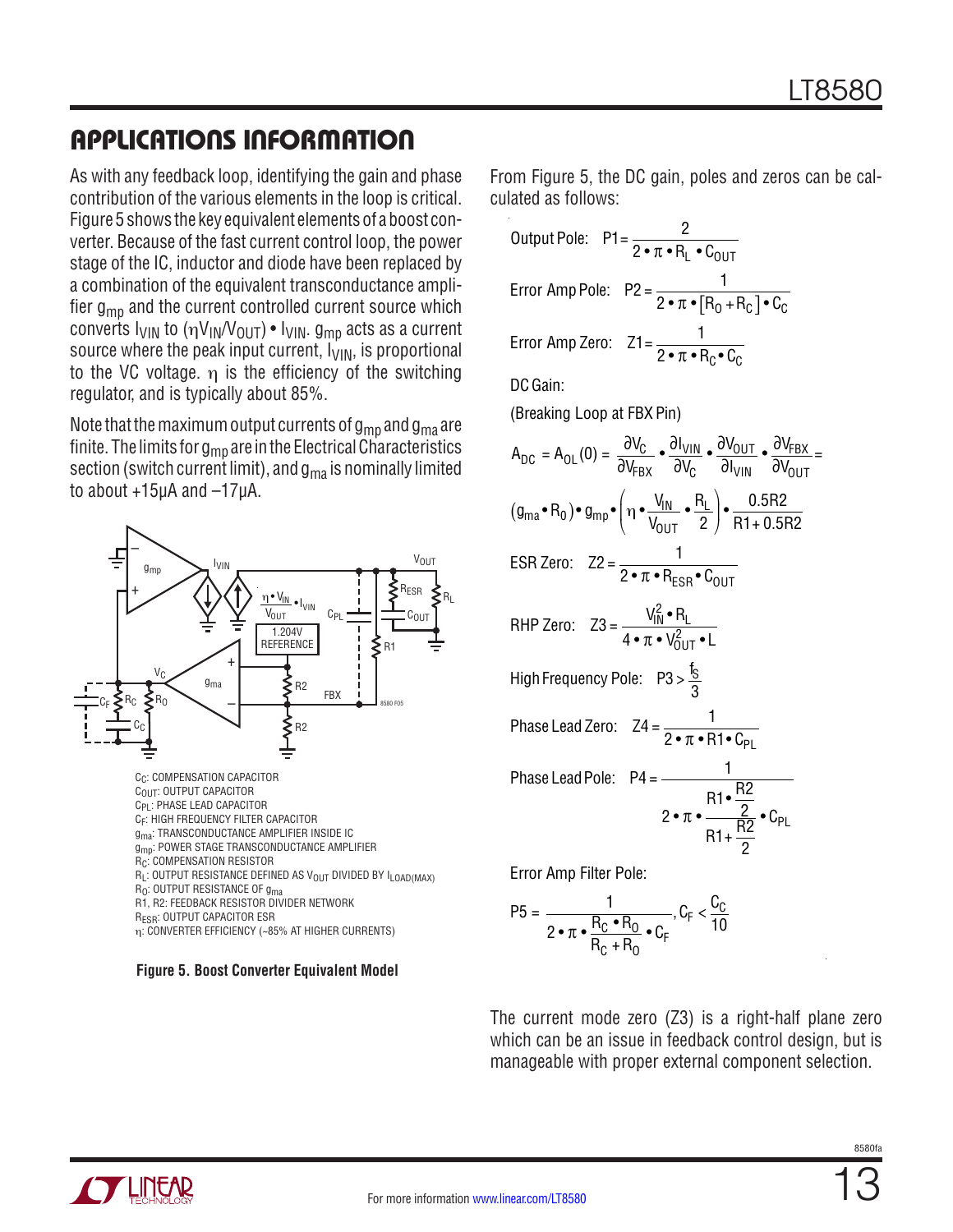## APPLICATIONS INFORMATION

As with any feedback loop, identifying the gain and phase contribution of the various elements in the loop is critical. Figure 5 shows the key equivalent elements of a boost converter. Because of the fast current control loop, the power stage of the IC, inductor and diode have been replaced by a combination of the equivalent transconductance amplifier $g_{mp}$ and the current controlled current source which converts $I_{VIN}$ to $(\eta V_{IN}/V_{OUT}) \cdot I_{VIN}$. $g_{mp}$ acts as a current source where the peak input current, $I_{VIN}$, is proportional to the VC voltage. $\eta$ is the efficiency of the switching regulator, and is typically about 85%.

Note that the maximum output currents of $g_{mp}$ and $g_{ma}$ are finite. The limits for $g_{mp}$ are in the Electrical Characteristics section (switch current limit), and $g_{ma}$ is nominally limited to about +15µA and –17µA.

$C_C$: COMPENSATION CAPACITOR
$C_{OUT}$: OUTPUT CAPACITOR
$C_{PL}$: PHASE LEAD CAPACITOR
$C_F$: HIGH FREQUENCY FILTER CAPACITOR
$g_{ma}$: TRANSCONDUCTANCE AMPLIFIER INSIDE IC
$g_{mp}$: POWER STAGE TRANSCONDUCTANCE AMPLIFIER
$R_C$: COMPENSATION RESISTOR
$R_L$: OUTPUT RESISTANCE DEFINED AS $V_{OUT}$ DIVIDED BY $I_{LOAD(MAX)}$
$R_O$: OUTPUT RESISTANCE OF $g_{ma}$
R1, R2: FEEDBACK RESISTOR DIVIDER NETWORK
$R_{ESR}$: OUTPUT CAPACITOR ESR
$\eta$: CONVERTER EFFICIENCY (~85% AT HIGHER CURRENTS)

**Figure 5. Boost Converter Equivalent Model**

From Figure 5, the DC gain, poles and zeros can be calculated as follows:

Output Pole: $$P1 = \frac{2}{2 \cdot \pi \cdot R_L \cdot C_{OUT}}$$

Error Amp Pole: $$P2 = \frac{1}{2 \cdot \pi \cdot [R_O + R_C] \cdot C_C}$$

Error Amp Zero: $$Z1 = \frac{1}{2 \cdot \pi \cdot R_C \cdot C_C}$$

DC Gain:

(Breaking Loop at FBX Pin)

$$A_{DC} = A_{OL}(0) = \frac{\partial V_C}{\partial V_{FBX}} \cdot \frac{\partial I_{VIN}}{\partial V_C} \cdot \frac{\partial V_{OUT}}{\partial I_{VIN}} \cdot \frac{\partial V_{FBX}}{\partial V_{OUT}} =$$

$$(g_{ma} \cdot R_0) \cdot g_{mp} \cdot \left(\eta \cdot \frac{V_{IN}}{V_{OUT}} \cdot \frac{R_L}{2}\right) \cdot \frac{0.5R2}{R1 + 0.5R2}$$

ESR Zero: $$Z2 = \frac{1}{2 \cdot \pi \cdot R_{ESR} \cdot C_{OUT}}$$

RHP Zero: $$Z3 = \frac{V_{IN}^2 \cdot R_L}{4 \cdot \pi \cdot V_{OUT}^2 \cdot L}$$

High Frequency Pole: $$P3 > \frac{f_S}{3}$$

Phase Lead Zero: $$Z4 = \frac{1}{2 \cdot \pi \cdot R1 \cdot C_{PL}}$$

Phase Lead Pole: $$P4 = \frac{1}{2 \cdot \pi \cdot \dfrac{R1 \cdot \frac{R2}{2}}{R1 + \frac{R2}{2}} \cdot C_{PL}}$$

Error Amp Filter Pole:

$$P5 = \frac{1}{2 \cdot \pi \cdot \dfrac{R_C \cdot R_O}{R_C + R_O} \cdot C_F}, \quad C_F < \frac{C_C}{10}$$

The current mode zero (Z3) is a right-half plane zero which can be an issue in feedback control design, but is manageable with proper external component selection.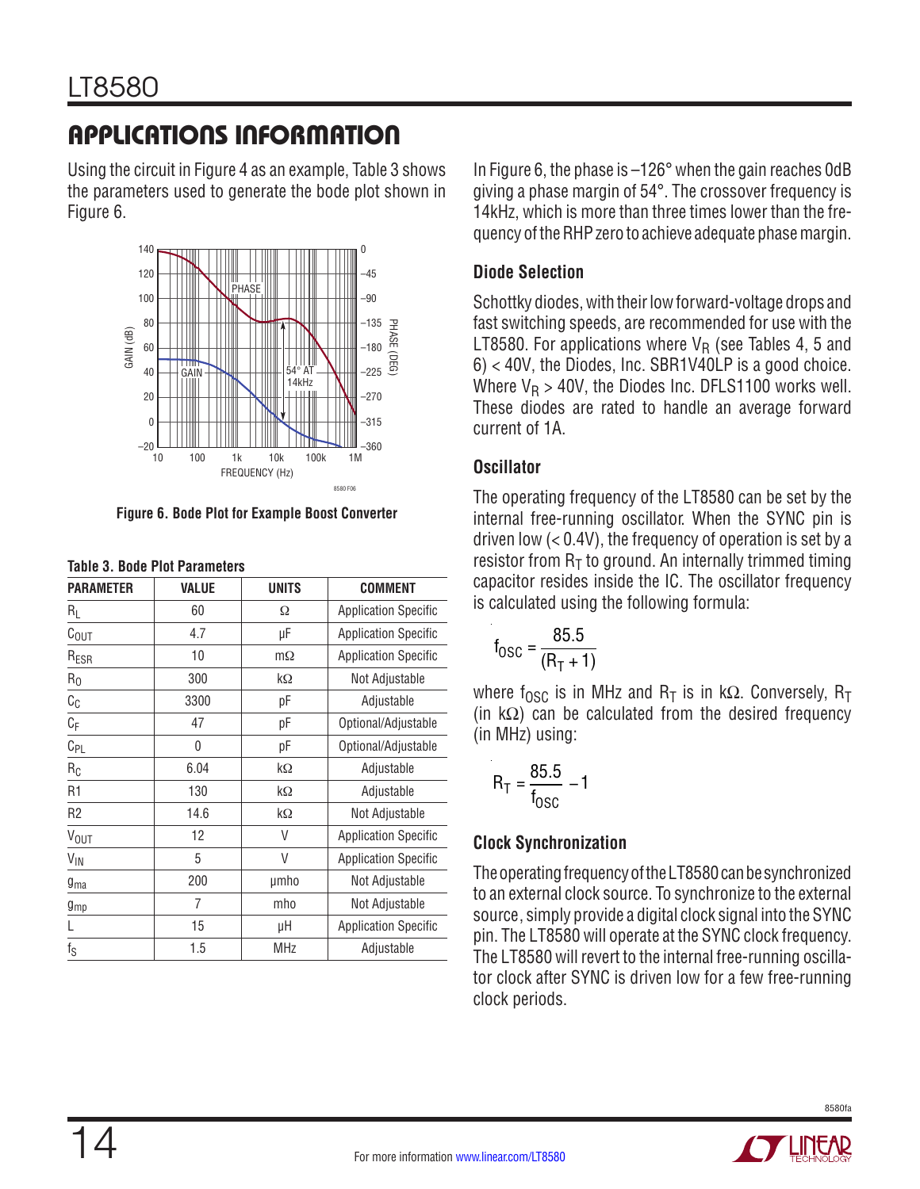## APPLICATIONS INFORMATION

Using the circuit in Figure 4 as an example, Table 3 shows the parameters used to generate the bode plot shown in Figure 6.

Figure 6. Bode Plot for Example Boost Converter

**Table 3. Bode Plot Parameters**

| PARAMETER | VALUE | UNITS | COMMENT |
|---|---|---|---|
| $R_L$ | 60 | Ω | Application Specific |
| $C_{OUT}$ | 4.7 | µF | Application Specific |
| $R_{ESR}$ | 10 | mΩ | Application Specific |
| $R_0$ | 300 | kΩ | Not Adjustable |
| $C_C$ | 3300 | pF | Adjustable |
| $C_F$ | 47 | pF | Optional/Adjustable |
| $C_{PL}$ | 0 | pF | Optional/Adjustable |
| $R_C$ | 6.04 | kΩ | Adjustable |
| R1 | 130 | kΩ | Adjustable |
| R2 | 14.6 | kΩ | Not Adjustable |
| $V_{OUT}$ | 12 | V | Application Specific |
| $V_{IN}$ | 5 | V | Application Specific |
| $g_{ma}$ | 200 | µmho | Not Adjustable |
| $g_{mp}$ | 7 | mho | Not Adjustable |
| L | 15 | µH | Application Specific |
| $f_S$ | 1.5 | MHz | Adjustable |

In Figure 6, the phase is –126° when the gain reaches 0dB giving a phase margin of 54°. The crossover frequency is 14kHz, which is more than three times lower than the frequency of the RHP zero to achieve adequate phase margin.

### Diode Selection

Schottky diodes, with their low forward-voltage drops and fast switching speeds, are recommended for use with the LT8580. For applications where $V_R$ (see Tables 4, 5 and 6) < 40V, the Diodes, Inc. SBR1V40LP is a good choice. Where $V_R$ > 40V, the Diodes Inc. DFLS1100 works well. These diodes are rated to handle an average forward current of 1A.

### Oscillator

The operating frequency of the LT8580 can be set by the internal free-running oscillator. When the SYNC pin is driven low (< 0.4V), the frequency of operation is set by a resistor from $R_T$ to ground. An internally trimmed timing capacitor resides inside the IC. The oscillator frequency is calculated using the following formula:

$$f_{OSC} = \frac{85.5}{(R_T + 1)}$$

where $f_{OSC}$ is in MHz and $R_T$ is in kΩ. Conversely, $R_T$ (in kΩ) can be calculated from the desired frequency (in MHz) using:

$$R_T = \frac{85.5}{f_{OSC}} - 1$$

### Clock Synchronization

The operating frequency of the LT8580 can be synchronized to an external clock source. To synchronize to the external source, simply provide a digital clock signal into the SYNC pin. The LT8580 will operate at the SYNC clock frequency. The LT8580 will revert to the internal free-running oscillator clock after SYNC is driven low for a few free-running clock periods.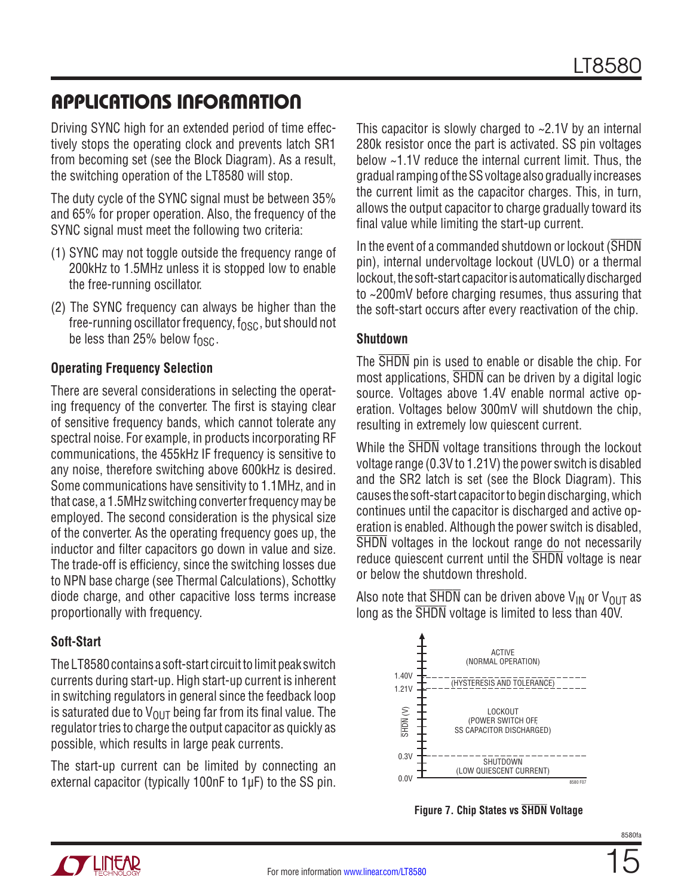## APPLICATIONS INFORMATION

Driving SYNC high for an extended period of time effectively stops the operating clock and prevents latch SR1 from becoming set (see the Block Diagram). As a result, the switching operation of the LT8580 will stop.

The duty cycle of the SYNC signal must be between 35% and 65% for proper operation. Also, the frequency of the SYNC signal must meet the following two criteria:

(1) SYNC may not toggle outside the frequency range of 200kHz to 1.5MHz unless it is stopped low to enable the free-running oscillator.

(2) The SYNC frequency can always be higher than the free-running oscillator frequency, $f_{OSC}$, but should not be less than 25% below $f_{OSC}$.

### Operating Frequency Selection

There are several considerations in selecting the operating frequency of the converter. The first is staying clear of sensitive frequency bands, which cannot tolerate any spectral noise. For example, in products incorporating RF communications, the 455kHz IF frequency is sensitive to any noise, therefore switching above 600kHz is desired. Some communications have sensitivity to 1.1MHz, and in that case, a 1.5MHz switching converter frequency may be employed. The second consideration is the physical size of the converter. As the operating frequency goes up, the inductor and filter capacitors go down in value and size. The trade-off is efficiency, since the switching losses due to NPN base charge (see Thermal Calculations), Schottky diode charge, and other capacitive loss terms increase proportionally with frequency.

### Soft-Start

The LT8580 contains a soft-start circuit to limit peak switch currents during start-up. High start-up current is inherent in switching regulators in general since the feedback loop is saturated due to $V_{OUT}$ being far from its final value. The regulator tries to charge the output capacitor as quickly as possible, which results in large peak currents.

The start-up current can be limited by connecting an external capacitor (typically 100nF to 1µF) to the SS pin. This capacitor is slowly charged to ~2.1V by an internal 280k resistor once the part is activated. SS pin voltages below ~1.1V reduce the internal current limit. Thus, the gradual ramping of the SS voltage also gradually increases the current limit as the capacitor charges. This, in turn, allows the output capacitor to charge gradually toward its final value while limiting the start-up current.

In the event of a commanded shutdown or lockout ($\overline{SHDN}$ pin), internal undervoltage lockout (UVLO) or a thermal lockout, the soft-start capacitor is automatically discharged to ~200mV before charging resumes, thus assuring that the soft-start occurs after every reactivation of the chip.

### Shutdown

The $\overline{SHDN}$ pin is used to enable or disable the chip. For most applications, $\overline{SHDN}$ can be driven by a digital logic source. Voltages above 1.4V enable normal active operation. Voltages below 300mV will shutdown the chip, resulting in extremely low quiescent current.

While the $\overline{SHDN}$ voltage transitions through the lockout voltage range (0.3V to 1.21V) the power switch is disabled and the SR2 latch is set (see the Block Diagram). This causes the soft-start capacitor to begin discharging, which continues until the capacitor is discharged and active operation is enabled. Although the power switch is disabled, $\overline{SHDN}$ voltages in the lockout range do not necessarily reduce quiescent current until the $\overline{SHDN}$ voltage is near or below the shutdown threshold.

Also note that $\overline{SHDN}$ can be driven above $V_{IN}$ or $V_{OUT}$ as long as the $\overline{SHDN}$ voltage is limited to less than 40V.

| $\overline{SHDN}$ (V) | State |
|---|---|
| above 1.40V | ACTIVE (NORMAL OPERATION) |
| 1.21V to 1.40V | (HYSTERESIS AND TOLERANCE) |
| 0.3V to 1.21V | LOCKOUT (POWER SWITCH OFF, SS CAPACITOR DISCHARGED) |
| 0.0V to 0.3V | SHUTDOWN (LOW QUIESCENT CURRENT) |

**Figure 7. Chip States vs $\overline{SHDN}$ Voltage**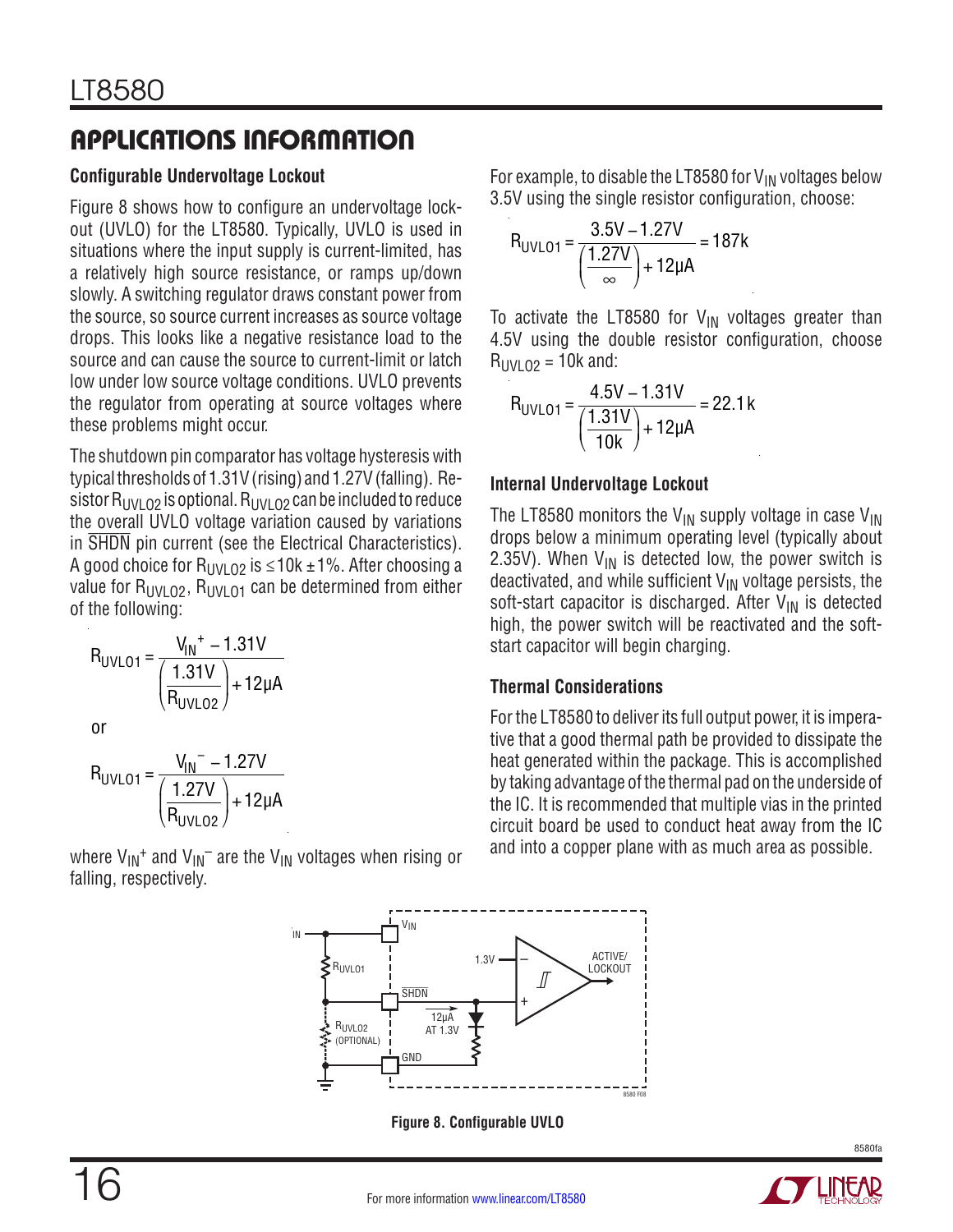## APPLICATIONS INFORMATION

### Configurable Undervoltage Lockout

Figure 8 shows how to configure an undervoltage lockout (UVLO) for the LT8580. Typically, UVLO is used in situations where the input supply is current-limited, has a relatively high source resistance, or ramps up/down slowly. A switching regulator draws constant power from the source, so source current increases as source voltage drops. This looks like a negative resistance load to the source and can cause the source to current-limit or latch low under low source voltage conditions. UVLO prevents the regulator from operating at source voltages where these problems might occur.

The shutdown pin comparator has voltage hysteresis with typical thresholds of 1.31V (rising) and 1.27V (falling). Resistor $R_{UVLO2}$ is optional. $R_{UVLO2}$ can be included to reduce the overall UVLO voltage variation caused by variations in $\overline{SHDN}$ pin current (see the Electrical Characteristics). A good choice for $R_{UVLO2}$ is ≤10k ±1%. After choosing a value for $R_{UVLO2}$, $R_{UVLO1}$ can be determined from either of the following:

$$R_{UVLO1} = \frac{V_{IN}^{+} - 1.31V}{\left(\frac{1.31V}{R_{UVLO2}}\right) + 12\mu A}$$

or

$$R_{UVLO1} = \frac{V_{IN}^{-} - 1.27V}{\left(\frac{1.27V}{R_{UVLO2}}\right) + 12\mu A}$$

where $V_{IN}^{+}$ and $V_{IN}^{-}$ are the $V_{IN}$ voltages when rising or falling, respectively.

For example, to disable the LT8580 for $V_{IN}$ voltages below 3.5V using the single resistor configuration, choose:

$$R_{UVLO1} = \frac{3.5V - 1.27V}{\left(\frac{1.27V}{\infty}\right) + 12\mu A} = 187k$$

To activate the LT8580 for $V_{IN}$ voltages greater than 4.5V using the double resistor configuration, choose $R_{UVLO2}$ = 10k and:

$$R_{UVLO1} = \frac{4.5V - 1.31V}{\left(\frac{1.31V}{10k}\right) + 12\mu A} = 22.1k$$

### Internal Undervoltage Lockout

The LT8580 monitors the $V_{IN}$ supply voltage in case $V_{IN}$ drops below a minimum operating level (typically about 2.35V). When $V_{IN}$ is detected low, the power switch is deactivated, and while sufficient $V_{IN}$ voltage persists, the soft-start capacitor is discharged. After $V_{IN}$ is detected high, the power switch will be reactivated and the soft-start capacitor will begin charging.

### Thermal Considerations

For the LT8580 to deliver its full output power, it is imperative that a good thermal path be provided to dissipate the heat generated within the package. This is accomplished by taking advantage of the thermal pad on the underside of the IC. It is recommended that multiple vias in the printed circuit board be used to conduct heat away from the IC and into a copper plane with as much area as possible.

**Figure 8. Configurable UVLO**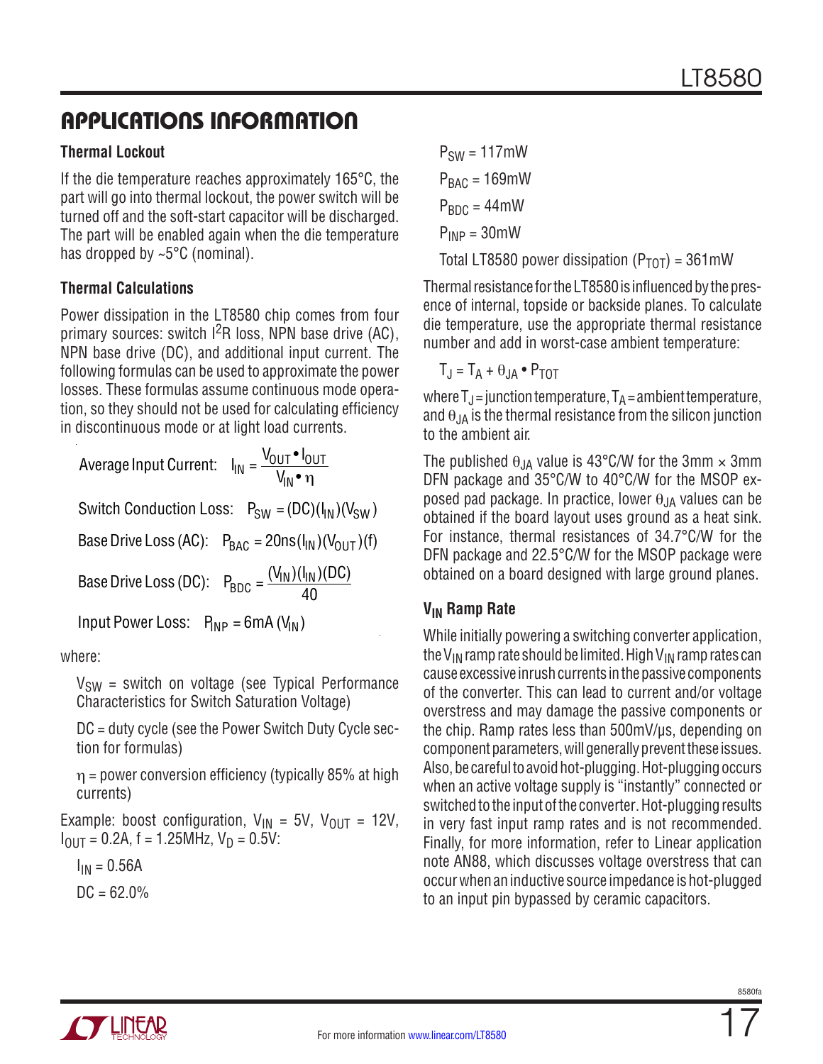## APPLICATIONS INFORMATION

### Thermal Lockout

If the die temperature reaches approximately 165°C, the part will go into thermal lockout, the power switch will be turned off and the soft-start capacitor will be discharged. The part will be enabled again when the die temperature has dropped by ~5°C (nominal).

### Thermal Calculations

Power dissipation in the LT8580 chip comes from four primary sources: switch $I^2R$ loss, NPN base drive (AC), NPN base drive (DC), and additional input current. The following formulas can be used to approximate the power losses. These formulas assume continuous mode operation, so they should not be used for calculating efficiency in discontinuous mode or at light load currents.

Average Input Current: $I_{IN} = \dfrac{V_{OUT} \bullet I_{OUT}}{V_{IN} \bullet \eta}$

Switch Conduction Loss: $P_{SW} = (DC)(I_{IN})(V_{SW})$

Base Drive Loss (AC): $P_{BAC} = 20ns(I_{IN})(V_{OUT})(f)$

Base Drive Loss (DC): $P_{BDC} = \dfrac{(V_{IN})(I_{IN})(DC)}{40}$

Input Power Loss: $P_{INP} = 6mA\,(V_{IN})$

where:

$V_{SW}$ = switch on voltage (see Typical Performance Characteristics for Switch Saturation Voltage)

DC = duty cycle (see the Power Switch Duty Cycle section for formulas)

$\eta$ = power conversion efficiency (typically 85% at high currents)

Example: boost configuration, $V_{IN}$ = 5V, $V_{OUT}$ = 12V, $I_{OUT}$ = 0.2A, f = 1.25MHz, $V_D$ = 0.5V:

$I_{IN}$ = 0.56A

DC = 62.0%

$P_{SW}$ = 117mW

$P_{BAC}$ = 169mW

$P_{BDC}$ = 44mW

$P_{INP}$ = 30mW

Total LT8580 power dissipation ($P_{TOT}$) = 361mW

Thermal resistance for the LT8580 is influenced by the presence of internal, topside or backside planes. To calculate die temperature, use the appropriate thermal resistance number and add in worst-case ambient temperature:

$$T_J = T_A + \theta_{JA} \bullet P_{TOT}$$

where $T_J$ = junction temperature, $T_A$ = ambient temperature, and $\theta_{JA}$ is the thermal resistance from the silicon junction to the ambient air.

The published $\theta_{JA}$ value is 43°C/W for the 3mm × 3mm DFN package and 35°C/W to 40°C/W for the MSOP exposed pad package. In practice, lower $\theta_{JA}$ values can be obtained if the board layout uses ground as a heat sink. For instance, thermal resistances of 34.7°C/W for the DFN package and 22.5°C/W for the MSOP package were obtained on a board designed with large ground planes.

### $V_{IN}$ Ramp Rate

While initially powering a switching converter application, the $V_{IN}$ ramp rate should be limited. High $V_{IN}$ ramp rates can cause excessive inrush currents in the passive components of the converter. This can lead to current and/or voltage overstress and may damage the passive components or the chip. Ramp rates less than 500mV/µs, depending on component parameters, will generally prevent these issues. Also, be careful to avoid hot-plugging. Hot-plugging occurs when an active voltage supply is "instantly" connected or switched to the input of the converter. Hot-plugging results in very fast input ramp rates and is not recommended. Finally, for more information, refer to Linear application note AN88, which discusses voltage overstress that can occur when an inductive source impedance is hot-plugged to an input pin bypassed by ceramic capacitors.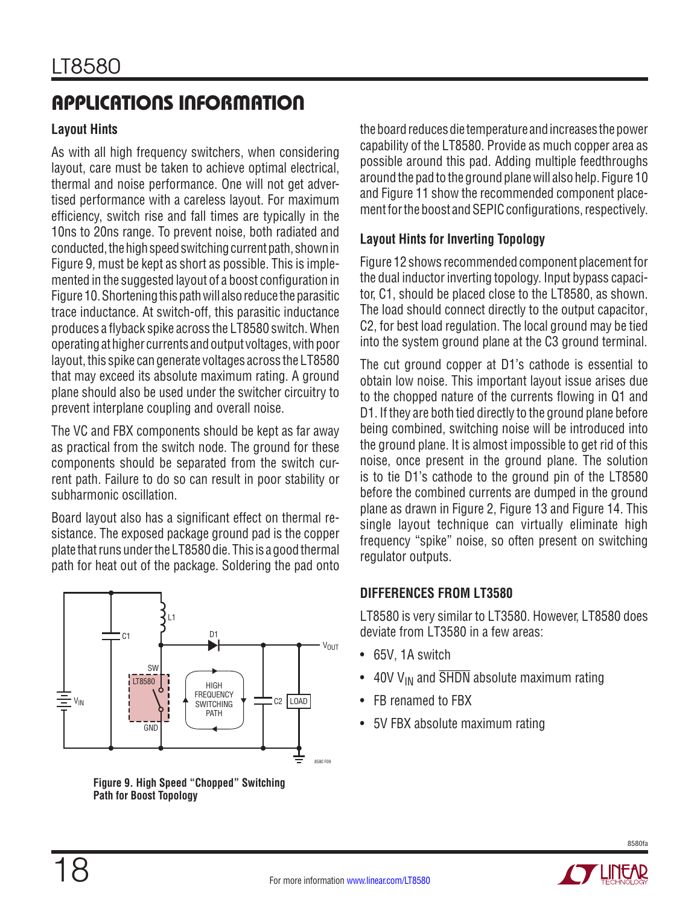## APPLICATIONS INFORMATION

### Layout Hints

As with all high frequency switchers, when considering layout, care must be taken to achieve optimal electrical, thermal and noise performance. One will not get advertised performance with a careless layout. For maximum efficiency, switch rise and fall times are typically in the 10ns to 20ns range. To prevent noise, both radiated and conducted, the high speed switching current path, shown in Figure 9, must be kept as short as possible. This is implemented in the suggested layout of a boost configuration in Figure 10. Shortening this path will also reduce the parasitic trace inductance. At switch-off, this parasitic inductance produces a flyback spike across the LT8580 switch. When operating at higher currents and output voltages, with poor layout, this spike can generate voltages across the LT8580 that may exceed its absolute maximum rating. A ground plane should also be used under the switcher circuitry to prevent interplane coupling and overall noise.

The VC and FBX components should be kept as far away as practical from the switch node. The ground for these components should be separated from the switch current path. Failure to do so can result in poor stability or subharmonic oscillation.

Board layout also has a significant effect on thermal resistance. The exposed package ground pad is the copper plate that runs under the LT8580 die. This is a good thermal path for heat out of the package. Soldering the pad onto the board reduces die temperature and increases the power capability of the LT8580. Provide as much copper area as possible around this pad. Adding multiple feedthroughs around the pad to the ground plane will also help. Figure 10 and Figure 11 show the recommended component placement for the boost and SEPIC configurations, respectively.

**Figure 9. High Speed "Chopped" Switching Path for Boost Topology**

### Layout Hints for Inverting Topology

Figure 12 shows recommended component placement for the dual inductor inverting topology. Input bypass capacitor, C1, should be placed close to the LT8580, as shown. The load should connect directly to the output capacitor, C2, for best load regulation. The local ground may be tied into the system ground plane at the C3 ground terminal.

The cut ground copper at D1's cathode is essential to obtain low noise. This important layout issue arises due to the chopped nature of the currents flowing in Q1 and D1. If they are both tied directly to the ground plane before being combined, switching noise will be introduced into the ground plane. It is almost impossible to get rid of this noise, once present in the ground plane. The solution is to tie D1's cathode to the ground pin of the LT8580 before the combined currents are dumped in the ground plane as drawn in Figure 2, Figure 13 and Figure 14. This single layout technique can virtually eliminate high frequency "spike" noise, so often present on switching regulator outputs.

### DIFFERENCES FROM LT3580

LT8580 is very similar to LT3580. However, LT8580 does deviate from LT3580 in a few areas:

- 65V, 1A switch
- 40V $V_{IN}$ and $\overline{SHDN}$ absolute maximum rating
- FB renamed to FBX
- 5V FBX absolute maximum rating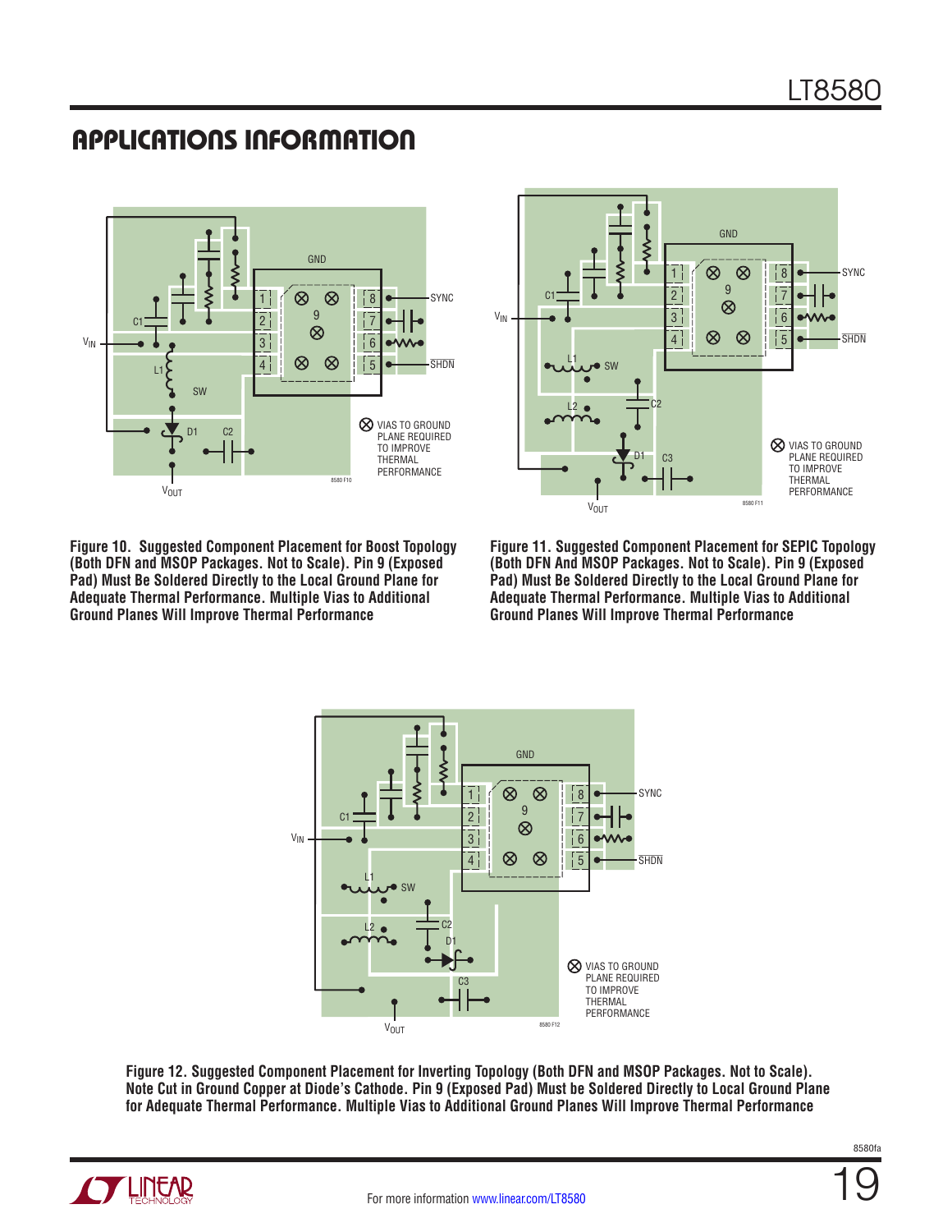## APPLICATIONS INFORMATION

Figure 10. Suggested Component Placement for Boost Topology (Both DFN and MSOP Packages. Not to Scale). Pin 9 (Exposed Pad) Must Be Soldered Directly to the Local Ground Plane for Adequate Thermal Performance. Multiple Vias to Additional Ground Planes Will Improve Thermal Performance

Figure 11. Suggested Component Placement for SEPIC Topology (Both DFN And MSOP Packages. Not to Scale). Pin 9 (Exposed Pad) Must Be Soldered Directly to the Local Ground Plane for Adequate Thermal Performance. Multiple Vias to Additional Ground Planes Will Improve Thermal Performance

Figure 12. Suggested Component Placement for Inverting Topology (Both DFN and MSOP Packages. Not to Scale). Note Cut in Ground Copper at Diode's Cathode. Pin 9 (Exposed Pad) Must be Soldered Directly to Local Ground Plane for Adequate Thermal Performance. Multiple Vias to Additional Ground Planes Will Improve Thermal Performance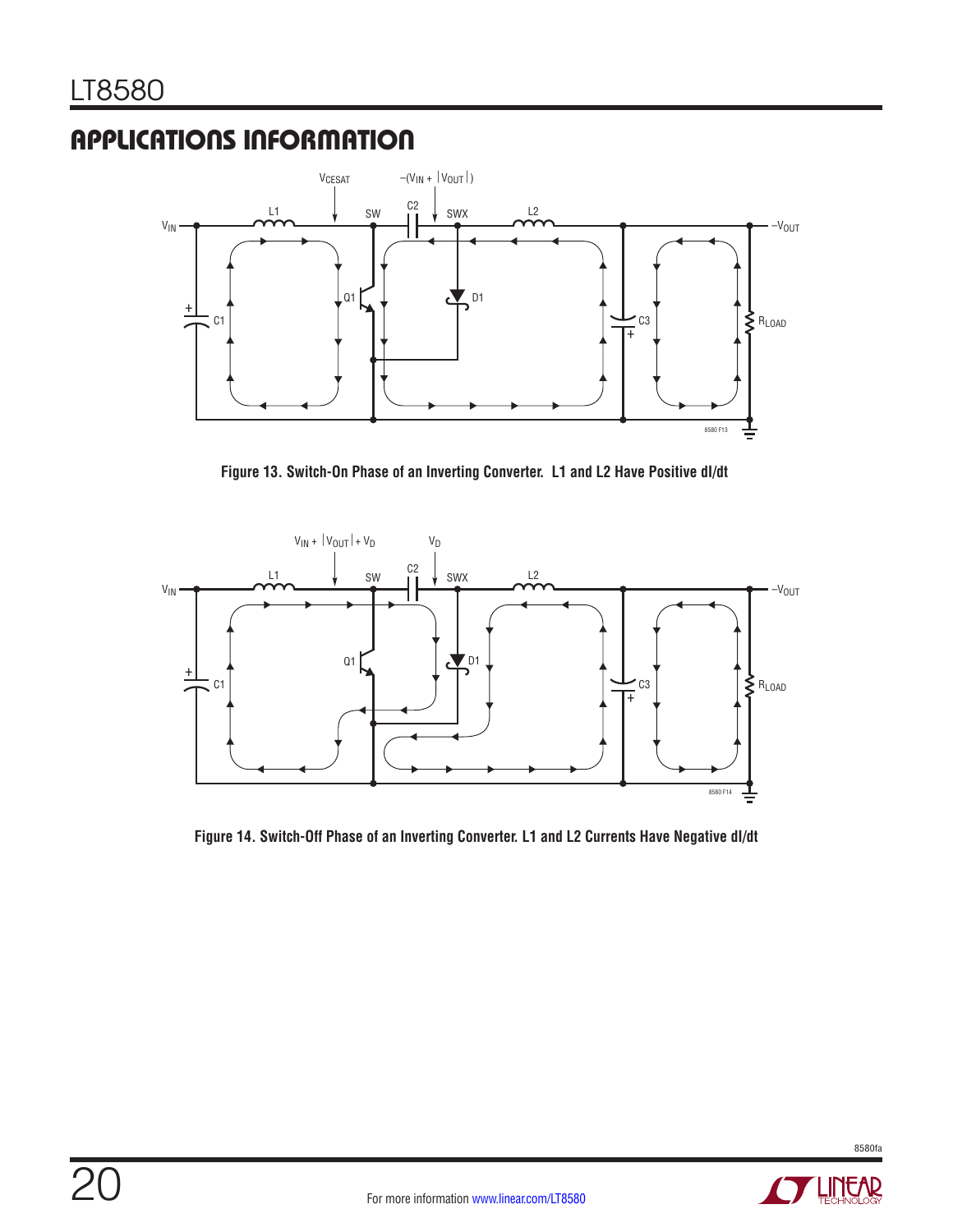## APPLICATIONS INFORMATION

Figure 13. Switch-On Phase of an Inverting Converter. L1 and L2 Have Positive dI/dt

Figure 14. Switch-Off Phase of an Inverting Converter. L1 and L2 Currents Have Negative dI/dt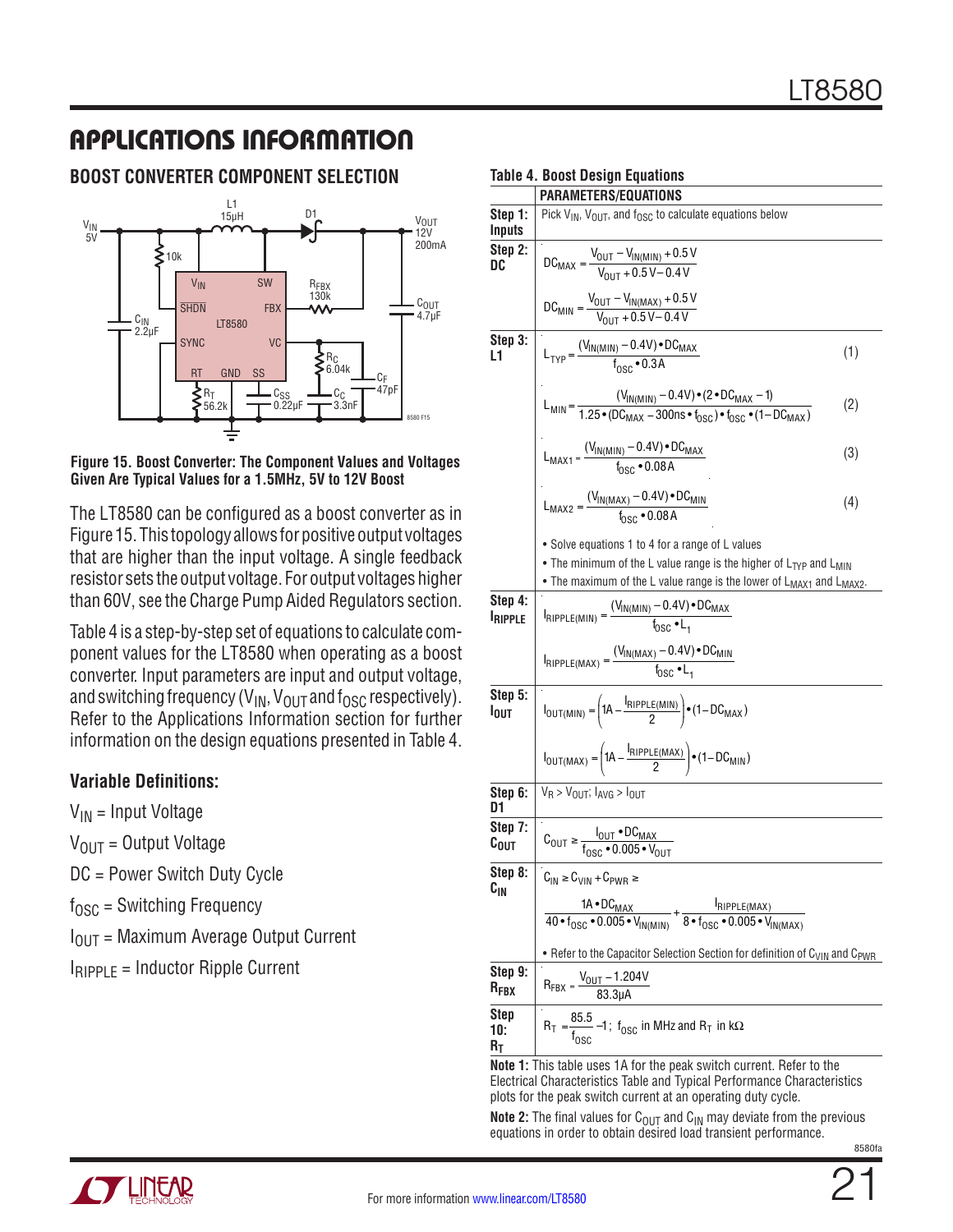## APPLICATIONS INFORMATION

### BOOST CONVERTER COMPONENT SELECTION

Figure 15. Boost Converter: The Component Values and Voltages Given Are Typical Values for a 1.5MHz, 5V to 12V Boost

The LT8580 can be configured as a boost converter as in Figure 15. This topology allows for positive output voltages that are higher than the input voltage. A single feedback resistor sets the output voltage. For output voltages higher than 60V, see the Charge Pump Aided Regulators section.

Table 4 is a step-by-step set of equations to calculate component values for the LT8580 when operating as a boost converter. Input parameters are input and output voltage, and switching frequency ($V_{IN}$, $V_{OUT}$ and $f_{OSC}$ respectively). Refer to the Applications Information section for further information on the design equations presented in Table 4.

### Variable Definitions:

$V_{IN}$ = Input Voltage

$V_{OUT}$ = Output Voltage

DC = Power Switch Duty Cycle

$f_{OSC}$ = Switching Frequency

$I_{OUT}$ = Maximum Average Output Current

$I_{RIPPLE}$ = Inductor Ripple Current

**Table 4. Boost Design Equations**

| | PARAMETERS/EQUATIONS |
|---|---|
| **Step 1: Inputs** | Pick $V_{IN}$, $V_{OUT}$, and $f_{OSC}$ to calculate equations below |
| **Step 2: DC** | $DC_{MAX} = \dfrac{V_{OUT} - V_{IN(MIN)} + 0.5V}{V_{OUT} + 0.5V - 0.4V}$ <br> $DC_{MIN} = \dfrac{V_{OUT} - V_{IN(MAX)} + 0.5V}{V_{OUT} + 0.5V - 0.4V}$ |
| **Step 3: L1** | $L_{TYP} = \dfrac{(V_{IN(MIN)} - 0.4V) \cdot DC_{MAX}}{f_{OSC} \cdot 0.3A}$ (1) <br> $L_{MIN} = \dfrac{(V_{IN(MIN)} - 0.4V) \cdot (2 \cdot DC_{MAX} - 1)}{1.25 \cdot (DC_{MAX} - 300ns \cdot f_{OSC}) \cdot f_{OSC} \cdot (1 - DC_{MAX})}$ (2) <br> $L_{MAX1} = \dfrac{(V_{IN(MIN)} - 0.4V) \cdot DC_{MAX}}{f_{OSC} \cdot 0.08A}$ (3) <br> $L_{MAX2} = \dfrac{(V_{IN(MAX)} - 0.4V) \cdot DC_{MIN}}{f_{OSC} \cdot 0.08A}$ (4) <br> • Solve equations 1 to 4 for a range of L values <br> • The minimum of the L value range is the higher of $L_{TYP}$ and $L_{MIN}$ <br> • The maximum of the L value range is the lower of $L_{MAX1}$ and $L_{MAX2}$. |
| **Step 4: $I_{RIPPLE}$** | $I_{RIPPLE(MIN)} = \dfrac{(V_{IN(MIN)} - 0.4V) \cdot DC_{MAX}}{f_{OSC} \cdot L_1}$ <br> $I_{RIPPLE(MAX)} = \dfrac{(V_{IN(MAX)} - 0.4V) \cdot DC_{MIN}}{f_{OSC} \cdot L_1}$ |
| **Step 5: $I_{OUT}$** | $I_{OUT(MIN)} = \left(1A - \dfrac{I_{RIPPLE(MIN)}}{2}\right) \cdot (1 - DC_{MAX})$ <br> $I_{OUT(MAX)} = \left(1A - \dfrac{I_{RIPPLE(MAX)}}{2}\right) \cdot (1 - DC_{MIN})$ |
| **Step 6: D1** | $V_R > V_{OUT}$; $I_{AVG} > I_{OUT}$ |
| **Step 7: $C_{OUT}$** | $C_{OUT} \geq \dfrac{I_{OUT} \cdot DC_{MAX}}{f_{OSC} \cdot 0.005 \cdot V_{OUT}}$ |
| **Step 8: $C_{IN}$** | $C_{IN} \geq C_{VIN} + C_{PWR} \geq$ <br> $\dfrac{1A \cdot DC_{MAX}}{40 \cdot f_{OSC} \cdot 0.005 \cdot V_{IN(MIN)}} + \dfrac{I_{RIPPLE(MAX)}}{8 \cdot f_{OSC} \cdot 0.005 \cdot V_{IN(MAX)}}$ <br> • Refer to the Capacitor Selection Section for definition of $C_{VIN}$ and $C_{PWR}$ |
| **Step 9: $R_{FBX}$** | $R_{FBX} = \dfrac{V_{OUT} - 1.204V}{83.3\mu A}$ |
| **Step 10: $R_T$** | $R_T = \dfrac{85.5}{f_{OSC}} - 1$; $f_{OSC}$ in MHz and $R_T$ in kΩ |

**Note 1:** This table uses 1A for the peak switch current. Refer to the Electrical Characteristics Table and Typical Performance Characteristics plots for the peak switch current at an operating duty cycle.

**Note 2:** The final values for $C_{OUT}$ and $C_{IN}$ may deviate from the previous equations in order to obtain desired load transient performance.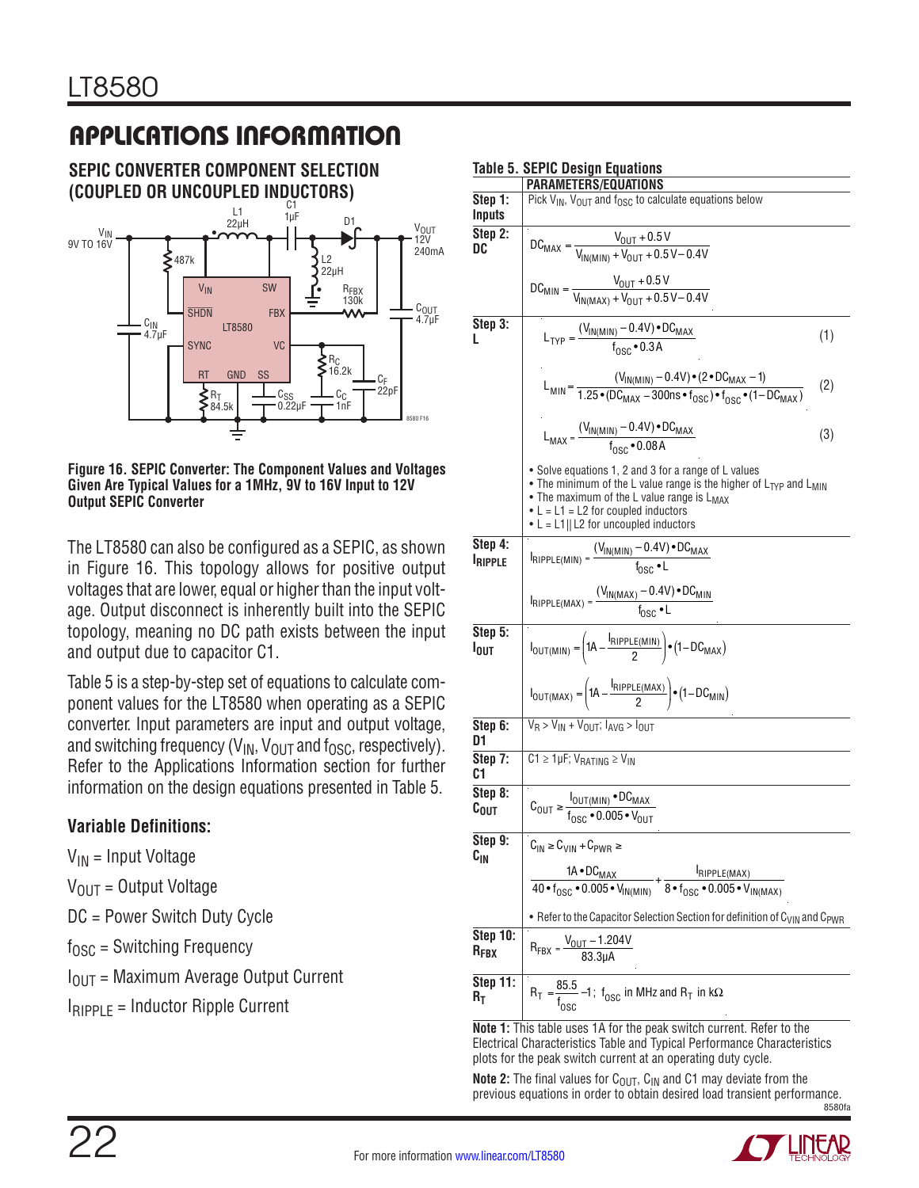## APPLICATIONS INFORMATION

### SEPIC CONVERTER COMPONENT SELECTION (COUPLED OR UNCOUPLED INDUCTORS)

**Figure 16. SEPIC Converter: The Component Values and Voltages Given Are Typical Values for a 1MHz, 9V to 16V Input to 12V Output SEPIC Converter**

The LT8580 can also be configured as a SEPIC, as shown in Figure 16. This topology allows for positive output voltages that are lower, equal or higher than the input voltage. Output disconnect is inherently built into the SEPIC topology, meaning no DC path exists between the input and output due to capacitor C1.

Table 5 is a step-by-step set of equations to calculate component values for the LT8580 when operating as a SEPIC converter. Input parameters are input and output voltage, and switching frequency ($V_{IN}$, $V_{OUT}$ and $f_{OSC}$, respectively). Refer to the Applications Information section for further information on the design equations presented in Table 5.

**Variable Definitions:**

$V_{IN}$ = Input Voltage

$V_{OUT}$ = Output Voltage

DC = Power Switch Duty Cycle

$f_{OSC}$ = Switching Frequency

$I_{OUT}$ = Maximum Average Output Current

$I_{RIPPLE}$ = Inductor Ripple Current

**Table 5. SEPIC Design Equations**

| | PARAMETERS/EQUATIONS |
|---|---|
| **Step 1: Inputs** | Pick $V_{IN}$, $V_{OUT}$ and $f_{OSC}$ to calculate equations below |
| **Step 2: DC** | $DC_{MAX} = \dfrac{V_{OUT} + 0.5V}{V_{IN(MIN)} + V_{OUT} + 0.5V - 0.4V}$ <br> $DC_{MIN} = \dfrac{V_{OUT} + 0.5V}{V_{IN(MAX)} + V_{OUT} + 0.5V - 0.4V}$ |
| **Step 3: L** | $L_{TYP} = \dfrac{(V_{IN(MIN)} - 0.4V) \cdot DC_{MAX}}{f_{OSC} \cdot 0.3A}$ (1) <br> $L_{MIN} = \dfrac{(V_{IN(MIN)} - 0.4V) \cdot (2 \cdot DC_{MAX} - 1)}{1.25 \cdot (DC_{MAX} - 300ns \cdot f_{OSC}) \cdot f_{OSC} \cdot (1 - DC_{MAX})}$ (2) <br> $L_{MAX} = \dfrac{(V_{IN(MIN)} - 0.4V) \cdot DC_{MAX}}{f_{OSC} \cdot 0.08A}$ (3) <br> • Solve equations 1, 2 and 3 for a range of L values <br> • The minimum of the L value range is the higher of $L_{TYP}$ and $L_{MIN}$ <br> • The maximum of the L value range is $L_{MAX}$ <br> • L = L1 = L2 for coupled inductors <br> • L = L1‖L2 for uncoupled inductors |
| **Step 4: $I_{RIPPLE}$** | $I_{RIPPLE(MIN)} = \dfrac{(V_{IN(MIN)} - 0.4V) \cdot DC_{MAX}}{f_{OSC} \cdot L}$ <br> $I_{RIPPLE(MAX)} = \dfrac{(V_{IN(MAX)} - 0.4V) \cdot DC_{MIN}}{f_{OSC} \cdot L}$ |
| **Step 5: $I_{OUT}$** | $I_{OUT(MIN)} = \left(1A - \dfrac{I_{RIPPLE(MIN)}}{2}\right) \cdot (1 - DC_{MAX})$ <br> $I_{OUT(MAX)} = \left(1A - \dfrac{I_{RIPPLE(MAX)}}{2}\right) \cdot (1 - DC_{MIN})$ |
| **Step 6: D1** | $V_R > V_{IN} + V_{OUT}$; $I_{AVG} > I_{OUT}$ |
| **Step 7: C1** | C1 ≥ 1µF; $V_{RATING} \geq V_{IN}$ |
| **Step 8: $C_{OUT}$** | $C_{OUT} \geq \dfrac{I_{OUT(MIN)} \cdot DC_{MAX}}{f_{OSC} \cdot 0.005 \cdot V_{OUT}}$ |
| **Step 9: $C_{IN}$** | $C_{IN} \geq C_{VIN} + C_{PWR} \geq$ <br> $\dfrac{1A \cdot DC_{MAX}}{40 \cdot f_{OSC} \cdot 0.005 \cdot V_{IN(MIN)}} + \dfrac{I_{RIPPLE(MAX)}}{8 \cdot f_{OSC} \cdot 0.005 \cdot V_{IN(MAX)}}$ <br> • Refer to the Capacitor Selection Section for definition of $C_{VIN}$ and $C_{PWR}$ |
| **Step 10: $R_{FBX}$** | $R_{FBX} = \dfrac{V_{OUT} - 1.204V}{83.3\mu A}$ |
| **Step 11: $R_T$** | $R_T = \dfrac{85.5}{f_{OSC}} - 1$; $f_{OSC}$ in MHz and $R_T$ in kΩ |

**Note 1:** This table uses 1A for the peak switch current. Refer to the Electrical Characteristics Table and Typical Performance Characteristics plots for the peak switch current at an operating duty cycle.

**Note 2:** The final values for $C_{OUT}$, $C_{IN}$ and C1 may deviate from the previous equations in order to obtain desired load transient performance.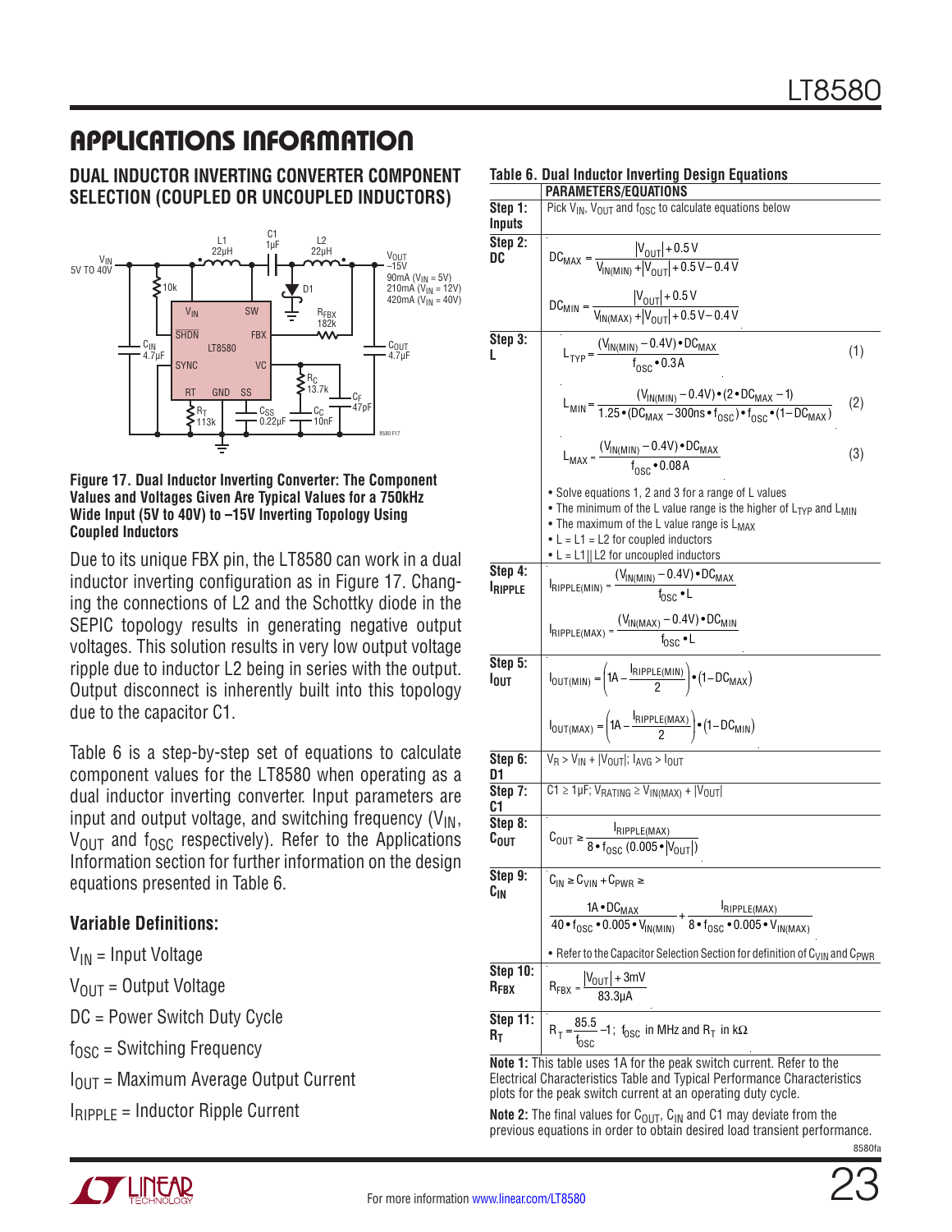## APPLICATIONS INFORMATION

### DUAL INDUCTOR INVERTING CONVERTER COMPONENT SELECTION (COUPLED OR UNCOUPLED INDUCTORS)

Figure 17. Dual Inductor Inverting Converter: The Component Values and Voltages Given Are Typical Values for a 750kHz Wide Input (5V to 40V) to –15V Inverting Topology Using Coupled Inductors

Due to its unique FBX pin, the LT8580 can work in a dual inductor inverting configuration as in Figure 17. Changing the connections of L2 and the Schottky diode in the SEPIC topology results in generating negative output voltages. This solution results in very low output voltage ripple due to inductor L2 being in series with the output. Output disconnect is inherently built into this topology due to the capacitor C1.

Table 6 is a step-by-step set of equations to calculate component values for the LT8580 when operating as a dual inductor inverting converter. Input parameters are input and output voltage, and switching frequency ($V_{IN}$, $V_{OUT}$ and $f_{OSC}$ respectively). Refer to the Applications Information section for further information on the design equations presented in Table 6.

**Variable Definitions:**

$V_{IN}$ = Input Voltage

$V_{OUT}$ = Output Voltage

DC = Power Switch Duty Cycle

$f_{OSC}$ = Switching Frequency

$I_{OUT}$ = Maximum Average Output Current

$I_{RIPPLE}$ = Inductor Ripple Current

**Table 6. Dual Inductor Inverting Design Equations**

| | PARAMETERS/EQUATIONS |
|---|---|
| **Step 1: Inputs** | Pick $V_{IN}$, $V_{OUT}$ and $f_{OSC}$ to calculate equations below |
| **Step 2: DC** | $DC_{MAX} = \dfrac{\lvert V_{OUT}\rvert + 0.5V}{V_{IN(MIN)} + \lvert V_{OUT}\rvert + 0.5V - 0.4V}$ <br> $DC_{MIN} = \dfrac{\lvert V_{OUT}\rvert + 0.5V}{V_{IN(MAX)} + \lvert V_{OUT}\rvert + 0.5V - 0.4V}$ |
| **Step 3: L** | $L_{TYP} = \dfrac{(V_{IN(MIN)} - 0.4V) \cdot DC_{MAX}}{f_{OSC} \cdot 0.3A}$ (1) <br> $L_{MIN} = \dfrac{(V_{IN(MIN)} - 0.4V) \cdot (2 \cdot DC_{MAX} - 1)}{1.25 \cdot (DC_{MAX} - 300ns \cdot f_{OSC}) \cdot f_{OSC} \cdot (1 - DC_{MAX})}$ (2) <br> $L_{MAX} = \dfrac{(V_{IN(MIN)} - 0.4V) \cdot DC_{MAX}}{f_{OSC} \cdot 0.08A}$ (3) <br> • Solve equations 1, 2 and 3 for a range of L values <br> • The minimum of the L value range is the higher of $L_{TYP}$ and $L_{MIN}$ <br> • The maximum of the L value range is $L_{MAX}$ <br> • L = L1 = L2 for coupled inductors <br> • L = L1‖L2 for uncoupled inductors |
| **Step 4: $I_{RIPPLE}$** | $I_{RIPPLE(MIN)} = \dfrac{(V_{IN(MIN)} - 0.4V) \cdot DC_{MAX}}{f_{OSC} \cdot L}$ <br> $I_{RIPPLE(MAX)} = \dfrac{(V_{IN(MAX)} - 0.4V) \cdot DC_{MIN}}{f_{OSC} \cdot L}$ |
| **Step 5: $I_{OUT}$** | $I_{OUT(MIN)} = \left(1A - \dfrac{I_{RIPPLE(MIN)}}{2}\right) \cdot (1 - DC_{MAX})$ <br> $I_{OUT(MAX)} = \left(1A - \dfrac{I_{RIPPLE(MAX)}}{2}\right) \cdot (1 - DC_{MIN})$ |
| **Step 6: D1** | $V_R > V_{IN} + \lvert V_{OUT}\rvert$; $I_{AVG} > I_{OUT}$ |
| **Step 7: C1** | $C1 \geq 1\mu F$; $V_{RATING} \geq V_{IN(MAX)} + \lvert V_{OUT}\rvert$ |
| **Step 8: $C_{OUT}$** | $C_{OUT} \geq \dfrac{I_{RIPPLE(MAX)}}{8 \cdot f_{OSC}\,(0.005 \cdot \lvert V_{OUT}\rvert)}$ |
| **Step 9: $C_{IN}$** | $C_{IN} \geq C_{VIN} + C_{PWR} \geq$ <br> $\dfrac{1A \cdot DC_{MAX}}{40 \cdot f_{OSC} \cdot 0.005 \cdot V_{IN(MIN)}} + \dfrac{I_{RIPPLE(MAX)}}{8 \cdot f_{OSC} \cdot 0.005 \cdot V_{IN(MAX)}}$ <br> • Refer to the Capacitor Selection Section for definition of $C_{VIN}$ and $C_{PWR}$ |
| **Step 10: $R_{FBX}$** | $R_{FBX} = \dfrac{\lvert V_{OUT}\rvert + 3mV}{83.3\mu A}$ |
| **Step 11: $R_T$** | $R_T = \dfrac{85.5}{f_{OSC}} - 1$; $f_{OSC}$ in MHz and $R_T$ in kΩ |

**Note 1:** This table uses 1A for the peak switch current. Refer to the Electrical Characteristics Table and Typical Performance Characteristics plots for the peak switch current at an operating duty cycle.

**Note 2:** The final values for $C_{OUT}$, $C_{IN}$ and C1 may deviate from the previous equations in order to obtain desired load transient performance.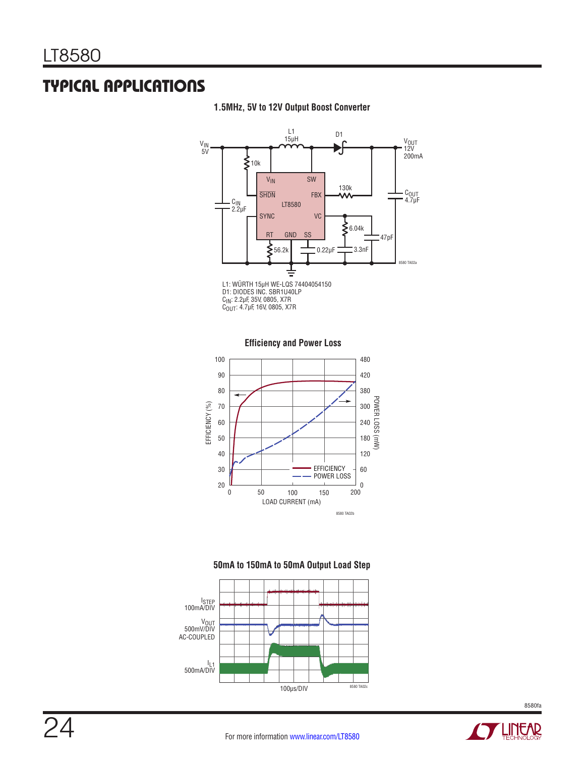## TYPICAL APPLICATIONS

**1.5MHz, 5V to 12V Output Boost Converter**

L1: WÜRTH 15µH WE-LQS 74404054150
D1: DIODES INC. SBR1U40LP
$C_{IN}$: 2.2µF, 35V, 0805, X7R
$C_{OUT}$: 4.7µF, 16V, 0805, X7R

**Efficiency and Power Loss**

**50mA to 150mA to 50mA Output Load Step**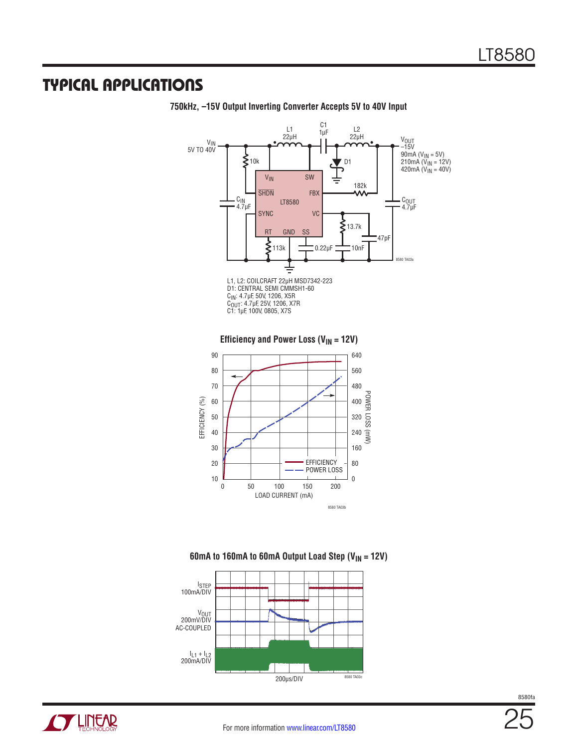## TYPICAL APPLICATIONS

**750kHz, –15V Output Inverting Converter Accepts 5V to 40V Input**

L1, L2: COILCRAFT 22µH MSD7342-223
D1: CENTRAL SEMI CMMSH1-60
$C_{IN}$: 4.7µF, 50V, 1206, X5R
$C_{OUT}$: 4.7µF, 25V, 1206, X7R
C1: 1µF, 100V, 0805, X7S

**Efficiency and Power Loss ($V_{IN}$ = 12V)**

**60mA to 160mA to 60mA Output Load Step ($V_{IN}$ = 12V)**

For more information www.linear.com/LT8580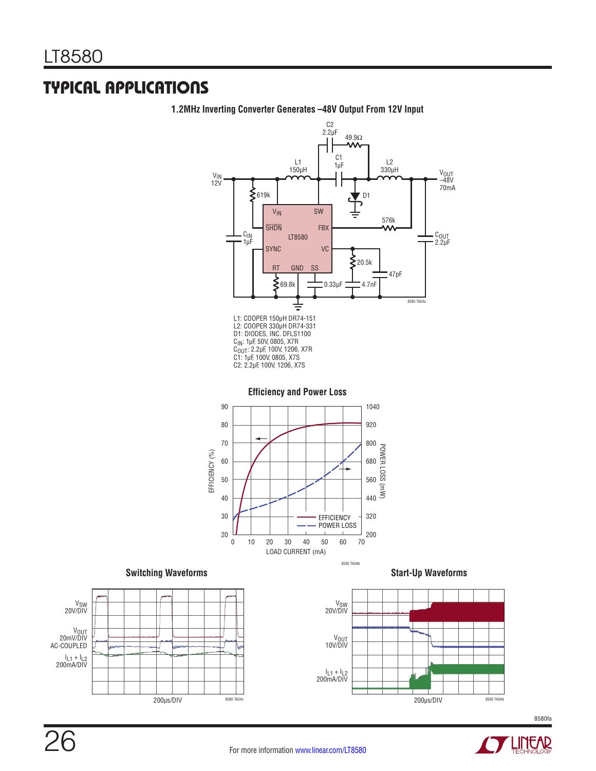## TYPICAL APPLICATIONS

**1.2MHz Inverting Converter Generates –48V Output From 12V Input**

L1: COOPER 150µH DR74-151
L2: COOPER 330µH DR74-331
D1: DIODES, INC. DFLS1100
$C_{IN}$: 1µF, 50V, 0805, X7R
$C_{OUT}$: 2.2µF, 100V, 1206, X7R
C1: 1µF, 100V, 0805, X7S
C2: 2.2µF, 100V, 1206, X7S

**Efficiency and Power Loss**

**Switching Waveforms**

**Start-Up Waveforms**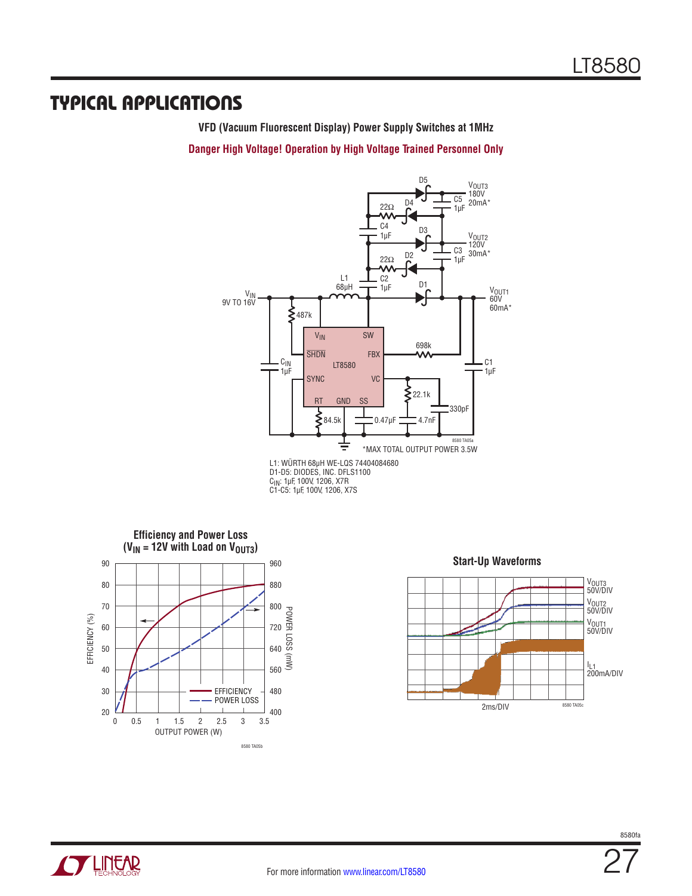## TYPICAL APPLICATIONS

**VFD (Vacuum Fluorescent Display) Power Supply Switches at 1MHz**

**Danger High Voltage! Operation by High Voltage Trained Personnel Only**

$V_{IN}$ 9V TO 16V

$V_{OUT3}$ 180V 20mA*

$V_{OUT2}$ 120V 30mA*

$V_{OUT1}$ 60V 60mA*

*MAX TOTAL OUTPUT POWER 3.5W

L1: WÜRTH 68µH WE-LQS 74404084680
D1-D5: DIODES, INC. DFLS1100
$C_{IN}$: 1µF, 100V, 1206, X7R
C1-C5: 1µF, 100V, 1206, X7S

**Efficiency and Power Loss ($V_{IN}$ = 12V with Load on $V_{OUT3}$)**

**Start-Up Waveforms**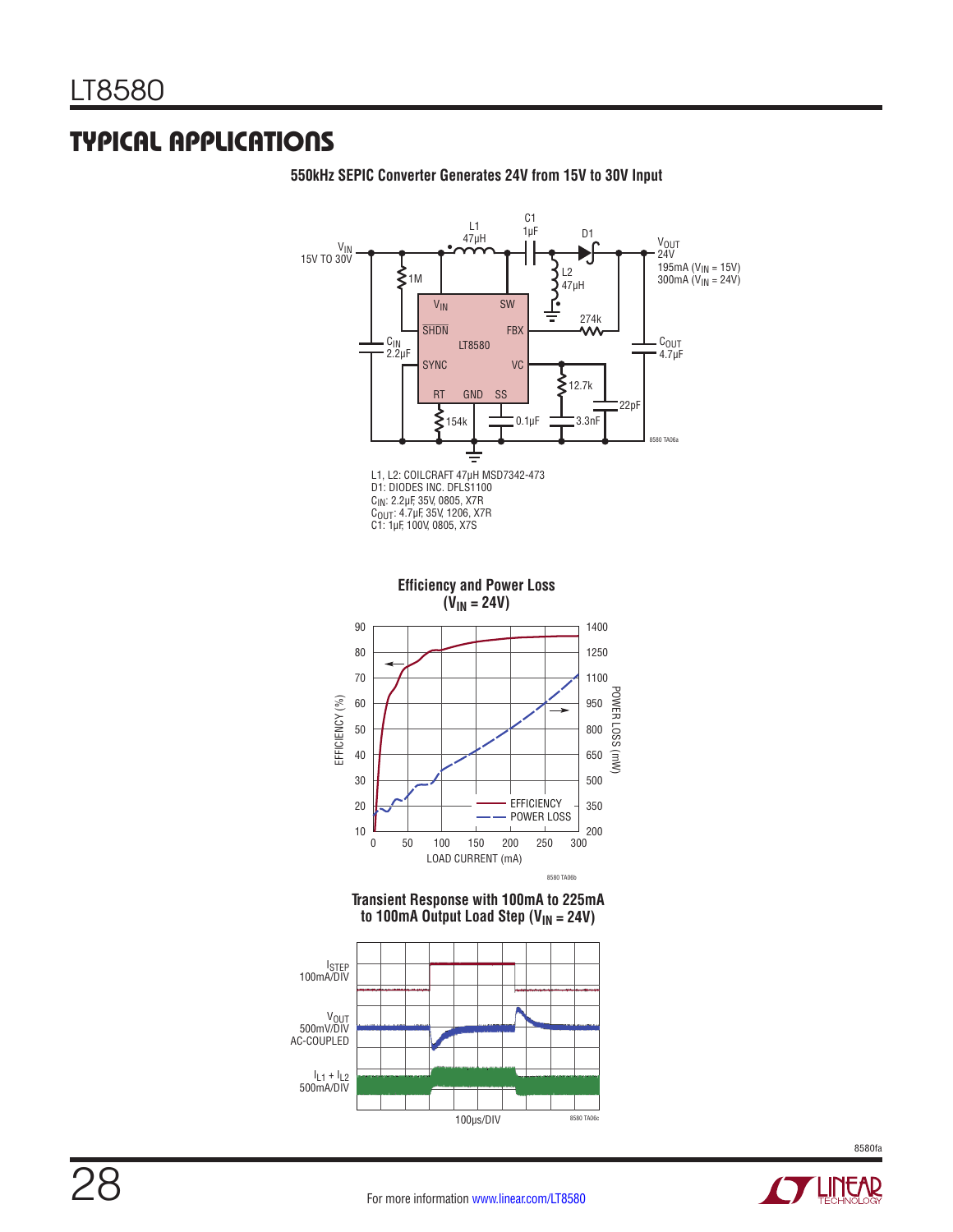## TYPICAL APPLICATIONS

**550kHz SEPIC Converter Generates 24V from 15V to 30V Input**

L1, L2: COILCRAFT 47µH MSD7342-473
D1: DIODES INC. DFLS1100
$C_{IN}$: 2.2µF, 35V, 0805, X7R
$C_{OUT}$: 4.7µF, 35V, 1206, X7R
C1: 1µF, 100V, 0805, X7S

**Efficiency and Power Loss ($V_{IN}$ = 24V)**

**Transient Response with 100mA to 225mA to 100mA Output Load Step ($V_{IN}$ = 24V)**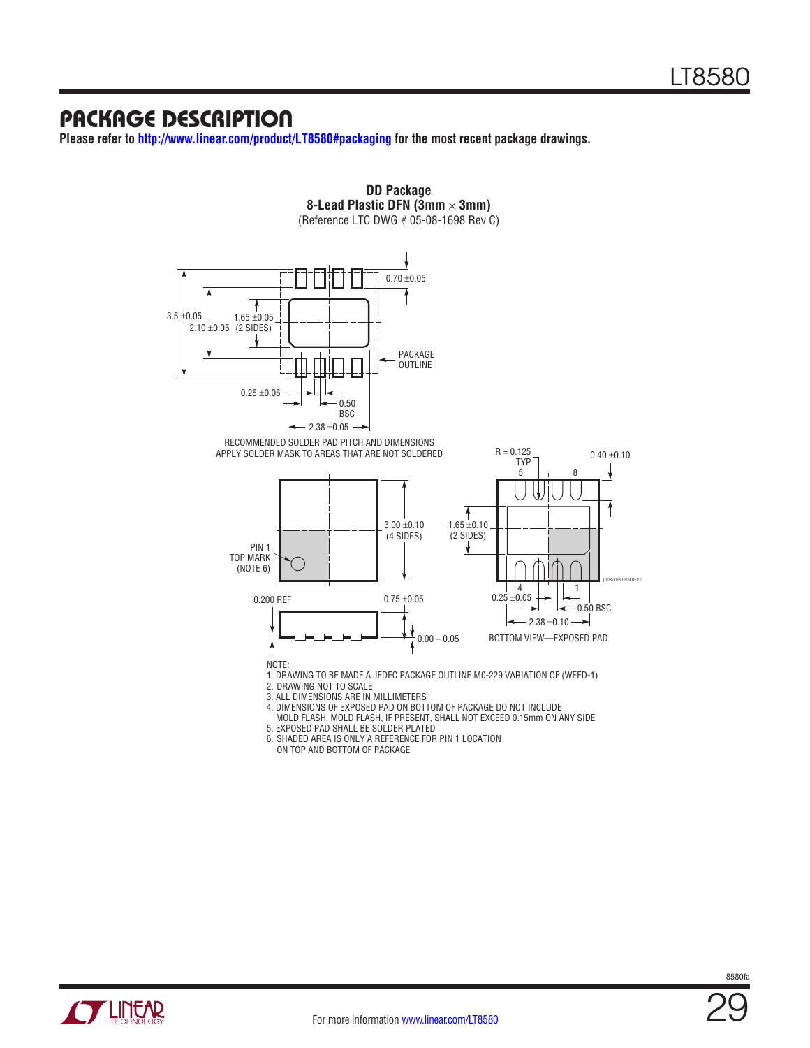# PACKAGE DESCRIPTION

**Please refer to http://www.linear.com/product/LT8580#packaging for the most recent package drawings.**

**DD Package**
**8-Lead Plastic DFN (3mm × 3mm)**
(Reference LTC DWG # 05-08-1698 Rev C)

0.70 ±0.05

3.5 ±0.05

1.65 ±0.05

2.10 ±0.05 (2 SIDES)

PACKAGE OUTLINE

0.25 ±0.05

0.50 BSC

2.38 ±0.05

RECOMMENDED SOLDER PAD PITCH AND DIMENSIONS
APPLY SOLDER MASK TO AREAS THAT ARE NOT SOLDERED

PIN 1 TOP MARK (NOTE 6)

3.00 ±0.10 (4 SIDES)

R = 0.125 TYP

0.40 ±0.10

1.65 ±0.10 (2 SIDES)

0.200 REF

0.75 ±0.05

0.00 – 0.05

0.25 ±0.05

0.50 BSC

2.38 ±0.10

BOTTOM VIEW—EXPOSED PAD

(DD8) DFN 0509 REV C

NOTE:
1. DRAWING TO BE MADE A JEDEC PACKAGE OUTLINE M0-229 VARIATION OF (WEED-1)
2. DRAWING NOT TO SCALE
3. ALL DIMENSIONS ARE IN MILLIMETERS
4. DIMENSIONS OF EXPOSED PAD ON BOTTOM OF PACKAGE DO NOT INCLUDE MOLD FLASH. MOLD FLASH, IF PRESENT, SHALL NOT EXCEED 0.15mm ON ANY SIDE
5. EXPOSED PAD SHALL BE SOLDER PLATED
6. SHADED AREA IS ONLY A REFERENCE FOR PIN 1 LOCATION ON TOP AND BOTTOM OF PACKAGE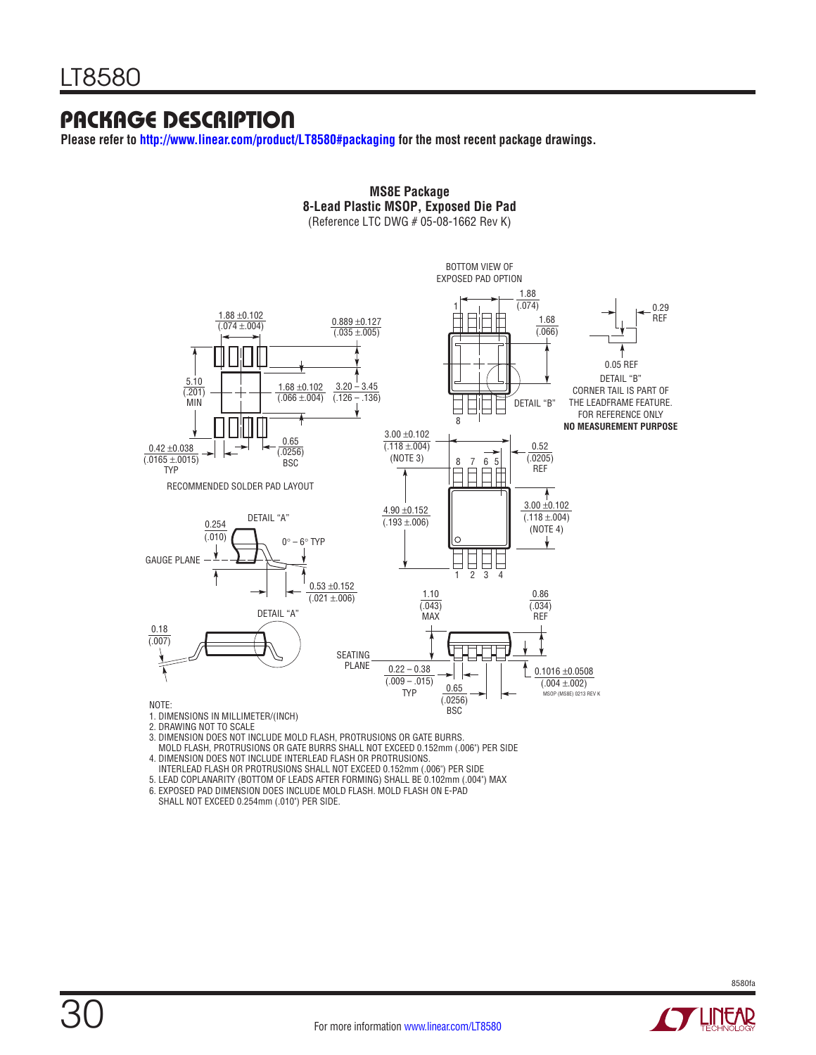# PACKAGE DESCRIPTION

**Please refer to http://www.linear.com/product/LT8580#packaging for the most recent package drawings.**

**MS8E Package**
**8-Lead Plastic MSOP, Exposed Die Pad**
(Reference LTC DWG # 05-08-1662 Rev K)

BOTTOM VIEW OF EXPOSED PAD OPTION

1.88 (.074)

1.68 (.066)

0.29 REF

0.05 REF

DETAIL "B"
CORNER TAIL IS PART OF THE LEADFRAME FEATURE.
FOR REFERENCE ONLY
**NO MEASUREMENT PURPOSE**

1.88 ±0.102 (.074 ±.004)

0.889 ±0.127 (.035 ±.005)

5.10 (.201) MIN

1.68 ±0.102 (.066 ±.004)

3.20 – 3.45 (.126 – .136)

0.65 (.0256) BSC

0.42 ±0.038 (.0165 ±.0015) TYP

RECOMMENDED SOLDER PAD LAYOUT

3.00 ±0.102 (.118 ±.004) (NOTE 3)

0.52 (.0205) REF

4.90 ±0.152 (.193 ±.006)

3.00 ±0.102 (.118 ±.004) (NOTE 4)

0.254 (.010)

DETAIL "A"

0° – 6° TYP

GAUGE PLANE

0.53 ±0.152 (.021 ±.006)

DETAIL "A"

0.18 (.007)

1.10 (.043) MAX

0.86 (.034) REF

SEATING PLANE

0.22 – 0.38 (.009 – .015) TYP

0.65 (.0256) BSC

0.1016 ±0.0508 (.004 ±.002)

MSOP (MS8E) 0213 REV K

NOTE:
1. DIMENSIONS IN MILLIMETER/(INCH)
2. DRAWING NOT TO SCALE
3. DIMENSION DOES NOT INCLUDE MOLD FLASH, PROTRUSIONS OR GATE BURRS. MOLD FLASH, PROTRUSIONS OR GATE BURRS SHALL NOT EXCEED 0.152mm (.006") PER SIDE
4. DIMENSION DOES NOT INCLUDE INTERLEAD FLASH OR PROTRUSIONS. INTERLEAD FLASH OR PROTRUSIONS SHALL NOT EXCEED 0.152mm (.006") PER SIDE
5. LEAD COPLANARITY (BOTTOM OF LEADS AFTER FORMING) SHALL BE 0.102mm (.004") MAX
6. EXPOSED PAD DIMENSION DOES INCLUDE MOLD FLASH. MOLD FLASH ON E-PAD SHALL NOT EXCEED 0.254mm (.010") PER SIDE.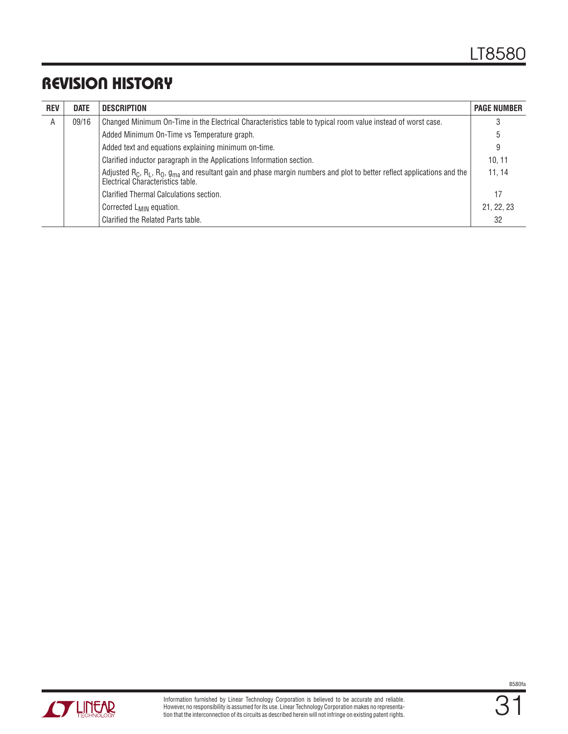# REVISION HISTORY

| REV | DATE | DESCRIPTION | PAGE NUMBER |
|---|---|---|---|
| A | 09/16 | Changed Minimum On-Time in the Electrical Characteristics table to typical room value instead of worst case. | 3 |
| | | Added Minimum On-Time vs Temperature graph. | 5 |
| | | Added text and equations explaining minimum on-time. | 9 |
| | | Clarified inductor paragraph in the Applications Information section. | 10, 11 |
| | | Adjusted $R_C$, $R_L$, $R_O$, $g_{ma}$ and resultant gain and phase margin numbers and plot to better reflect applications and the Electrical Characteristics table. | 11, 14 |
| | | Clarified Thermal Calculations section. | 17 |
| | | Corrected $L_{MIN}$ equation. | 21, 22, 23 |
| | | Clarified the Related Parts table. | 32 |

Information furnished by Linear Technology Corporation is believed to be accurate and reliable. However, no responsibility is assumed for its use. Linear Technology Corporation makes no representation that the interconnection of its circuits as described herein will not infringe on existing patent rights.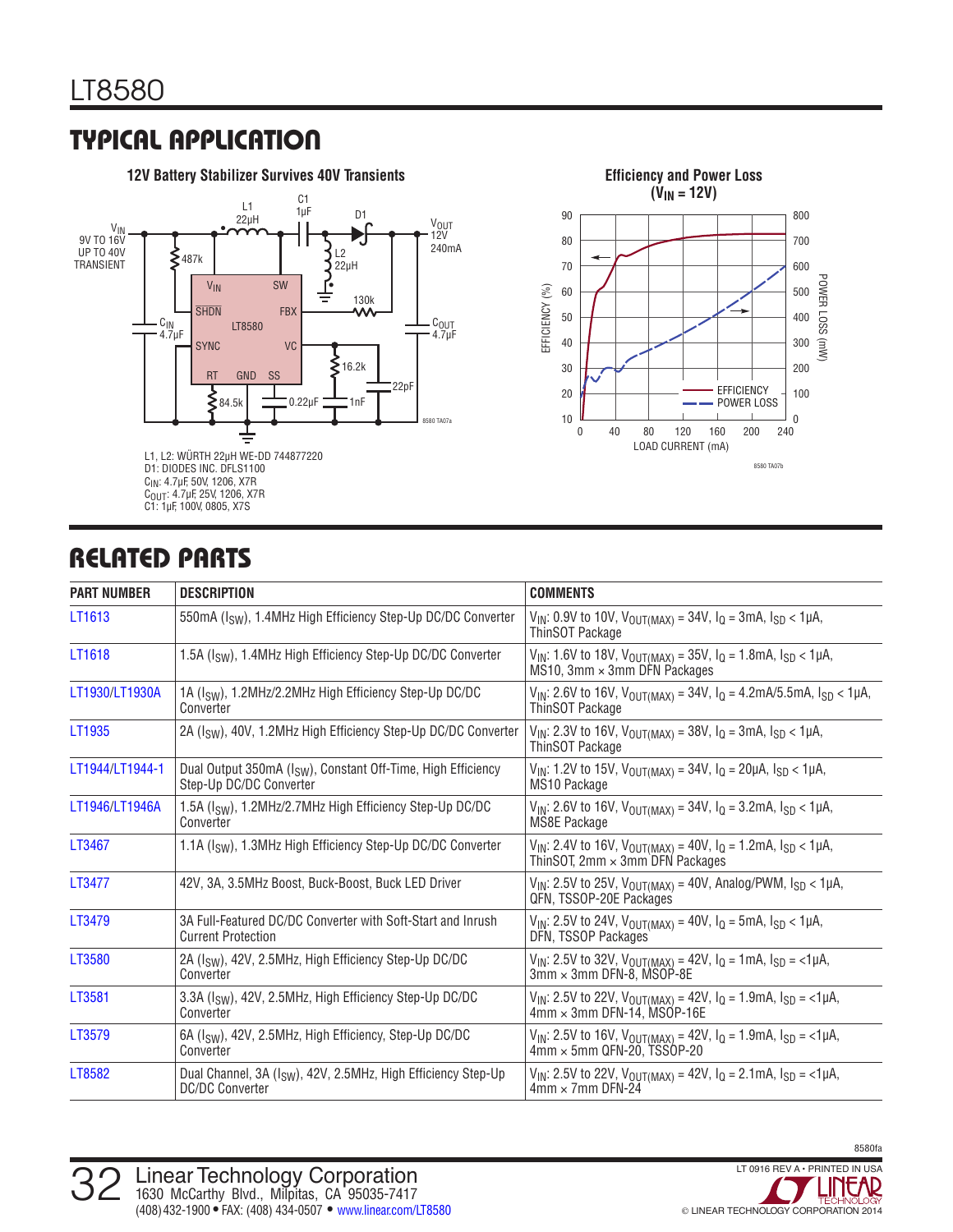## TYPICAL APPLICATION

**12V Battery Stabilizer Survives 40V Transients**

$V_{IN}$ 9V TO 16V UP TO 40V TRANSIENT

L1 22µH

C1 1µF

D1

$V_{OUT}$ 12V 240mA

487k

L2 22µH

$V_{IN}$ SW

SHDN FBX

LT8580

SYNC VC

RT GND SS

130k

16.2k

$C_{IN}$ 4.7µF

$C_{OUT}$ 4.7µF

84.5k

0.22µF

1nF

22pF

8580 TA07a

L1, L2: WÜRTH 22µH WE-DD 744877220
D1: DIODES INC. DFLS1100
$C_{IN}$: 4.7µF, 50V, 1206, X7R
$C_{OUT}$: 4.7µF, 25V, 1206, X7R
C1: 1µF, 100V, 0805, X7S

**Efficiency and Power Loss ($V_{IN}$ = 12V)**

EFFICIENCY (%)

90 80 70 60 50 40 30 20 10

POWER LOSS (mW)

800 700 600 500 400 300 200 100 0

0 40 80 120 160 200 240

LOAD CURRENT (mA)

EFFICIENCY
POWER LOSS

8580 TA07b

## RELATED PARTS

| PART NUMBER | DESCRIPTION | COMMENTS |
|---|---|---|
| LT1613 | 550mA ($I_{SW}$), 1.4MHz High Efficiency Step-Up DC/DC Converter | $V_{IN}$: 0.9V to 10V, $V_{OUT(MAX)}$ = 34V, $I_Q$ = 3mA, $I_{SD}$ < 1µA, ThinSOT Package |
| LT1618 | 1.5A ($I_{SW}$), 1.4MHz High Efficiency Step-Up DC/DC Converter | $V_{IN}$: 1.6V to 18V, $V_{OUT(MAX)}$ = 35V, $I_Q$ = 1.8mA, $I_{SD}$ < 1µA, MS10, 3mm × 3mm DFN Packages |
| LT1930/LT1930A | 1A ($I_{SW}$), 1.2MHz/2.2MHz High Efficiency Step-Up DC/DC Converter | $V_{IN}$: 2.6V to 16V, $V_{OUT(MAX)}$ = 34V, $I_Q$ = 4.2mA/5.5mA, $I_{SD}$ < 1µA, ThinSOT Package |
| LT1935 | 2A ($I_{SW}$), 40V, 1.2MHz High Efficiency Step-Up DC/DC Converter | $V_{IN}$: 2.3V to 16V, $V_{OUT(MAX)}$ = 38V, $I_Q$ = 3mA, $I_{SD}$ < 1µA, ThinSOT Package |
| LT1944/LT1944-1 | Dual Output 350mA ($I_{SW}$), Constant Off-Time, High Efficiency Step-Up DC/DC Converter | $V_{IN}$: 1.2V to 15V, $V_{OUT(MAX)}$ = 34V, $I_Q$ = 20µA, $I_{SD}$ < 1µA, MS10 Package |
| LT1946/LT1946A | 1.5A ($I_{SW}$), 1.2MHz/2.7MHz High Efficiency Step-Up DC/DC Converter | $V_{IN}$: 2.6V to 16V, $V_{OUT(MAX)}$ = 34V, $I_Q$ = 3.2mA, $I_{SD}$ < 1µA, MS8E Package |
| LT3467 | 1.1A ($I_{SW}$), 1.3MHz High Efficiency Step-Up DC/DC Converter | $V_{IN}$: 2.4V to 16V, $V_{OUT(MAX)}$ = 40V, $I_Q$ = 1.2mA, $I_{SD}$ < 1µA, ThinSOT, 2mm × 3mm DFN Packages |
| LT3477 | 42V, 3A, 3.5MHz Boost, Buck-Boost, Buck LED Driver | $V_{IN}$: 2.5V to 25V, $V_{OUT(MAX)}$ = 40V, Analog/PWM, $I_{SD}$ < 1µA, QFN, TSSOP-20E Packages |
| LT3479 | 3A Full-Featured DC/DC Converter with Soft-Start and Inrush Current Protection | $V_{IN}$: 2.5V to 24V, $V_{OUT(MAX)}$ = 40V, $I_Q$ = 5mA, $I_{SD}$ < 1µA, DFN, TSSOP Packages |
| LT3580 | 2A ($I_{SW}$), 42V, 2.5MHz, High Efficiency Step-Up DC/DC Converter | $V_{IN}$: 2.5V to 32V, $V_{OUT(MAX)}$ = 42V, $I_Q$ = 1mA, $I_{SD}$ = <1µA, 3mm × 3mm DFN-8, MSOP-8E |
| LT3581 | 3.3A ($I_{SW}$), 42V, 2.5MHz, High Efficiency Step-Up DC/DC Converter | $V_{IN}$: 2.5V to 22V, $V_{OUT(MAX)}$ = 42V, $I_Q$ = 1.9mA, $I_{SD}$ = <1µA, 4mm × 3mm DFN-14, MSOP-16E |
| LT3579 | 6A ($I_{SW}$), 42V, 2.5MHz, High Efficiency, Step-Up DC/DC Converter | $V_{IN}$: 2.5V to 16V, $V_{OUT(MAX)}$ = 42V, $I_Q$ = 1.9mA, $I_{SD}$ = <1µA, 4mm × 5mm QFN-20, TSSOP-20 |
| LT8582 | Dual Channel, 3A ($I_{SW}$), 42V, 2.5MHz, High Efficiency Step-Up DC/DC Converter | $V_{IN}$: 2.5V to 22V, $V_{OUT(MAX)}$ = 42V, $I_Q$ = 2.1mA, $I_{SD}$ = <1µA, 4mm × 7mm DFN-24 |

Linear Technology Corporation
1630 McCarthy Blvd., Milpitas, CA 95035-7417
(408) 432-1900 ● FAX: (408) 434-0507 ● www.linear.com/LT8580

LT 0916 REV A • PRINTED IN USA

© LINEAR TECHNOLOGY CORPORATION 2014